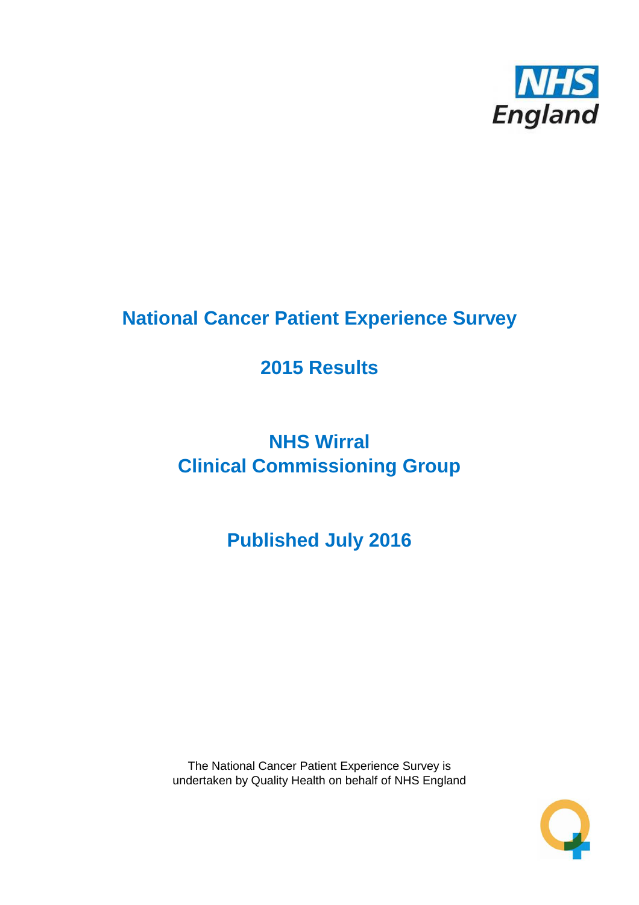# National Cancer Patient Experience Survey

## 2015 Results

## NHS Wirral Clinical Commissioning Group

## Published July 2016

The National Cancer Patient Experience Survey is undertaken by Quality Health on behalf of NHS England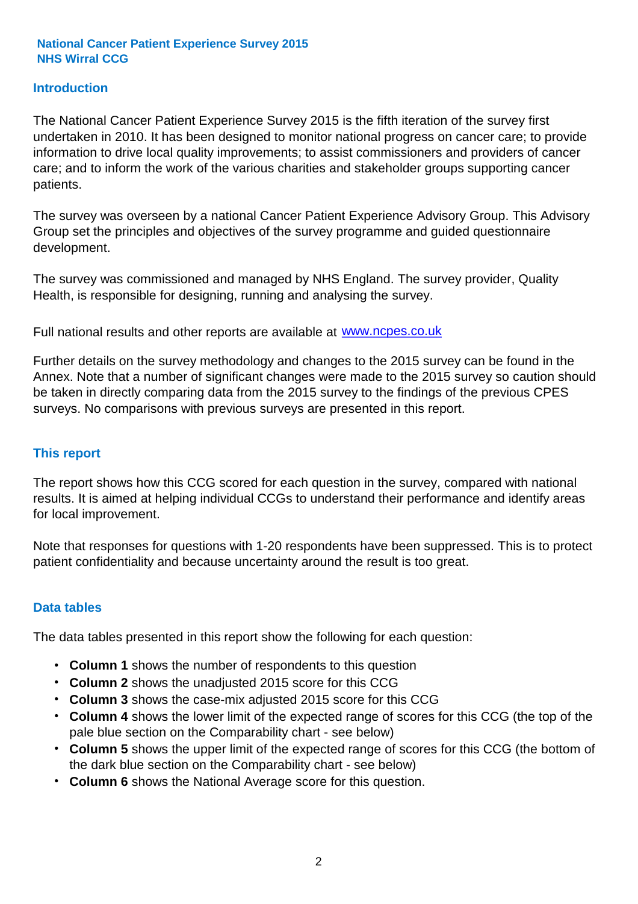National Cancer Patient Experience Survey 2015
NHS Wirral CCG

## Introduction

The National Cancer Patient Experience Survey 2015 is the fifth iteration of the survey first undertaken in 2010. It has been designed to monitor national progress on cancer care; to provide information to drive local quality improvements; to assist commissioners and providers of cancer care; and to inform the work of the various charities and stakeholder groups supporting cancer patients.

The survey was overseen by a national Cancer Patient Experience Advisory Group. This Advisory Group set the principles and objectives of the survey programme and guided questionnaire development.

The survey was commissioned and managed by NHS England. The survey provider, Quality Health, is responsible for designing, running and analysing the survey.

Full national results and other reports are available at www.ncpes.co.uk

Further details on the survey methodology and changes to the 2015 survey can be found in the Annex. Note that a number of significant changes were made to the 2015 survey so caution should be taken in directly comparing data from the 2015 survey to the findings of the previous CPES surveys. No comparisons with previous surveys are presented in this report.

## This report

The report shows how this CCG scored for each question in the survey, compared with national results. It is aimed at helping individual CCGs to understand their performance and identify areas for local improvement.

Note that responses for questions with 1-20 respondents have been suppressed. This is to protect patient confidentiality and because uncertainty around the result is too great.

## Data tables

The data tables presented in this report show the following for each question:

- **Column 1** shows the number of respondents to this question
- **Column 2** shows the unadjusted 2015 score for this CCG
- **Column 3** shows the case-mix adjusted 2015 score for this CCG
- **Column 4** shows the lower limit of the expected range of scores for this CCG (the top of the pale blue section on the Comparability chart - see below)
- **Column 5** shows the upper limit of the expected range of scores for this CCG (the bottom of the dark blue section on the Comparability chart - see below)
- **Column 6** shows the National Average score for this question.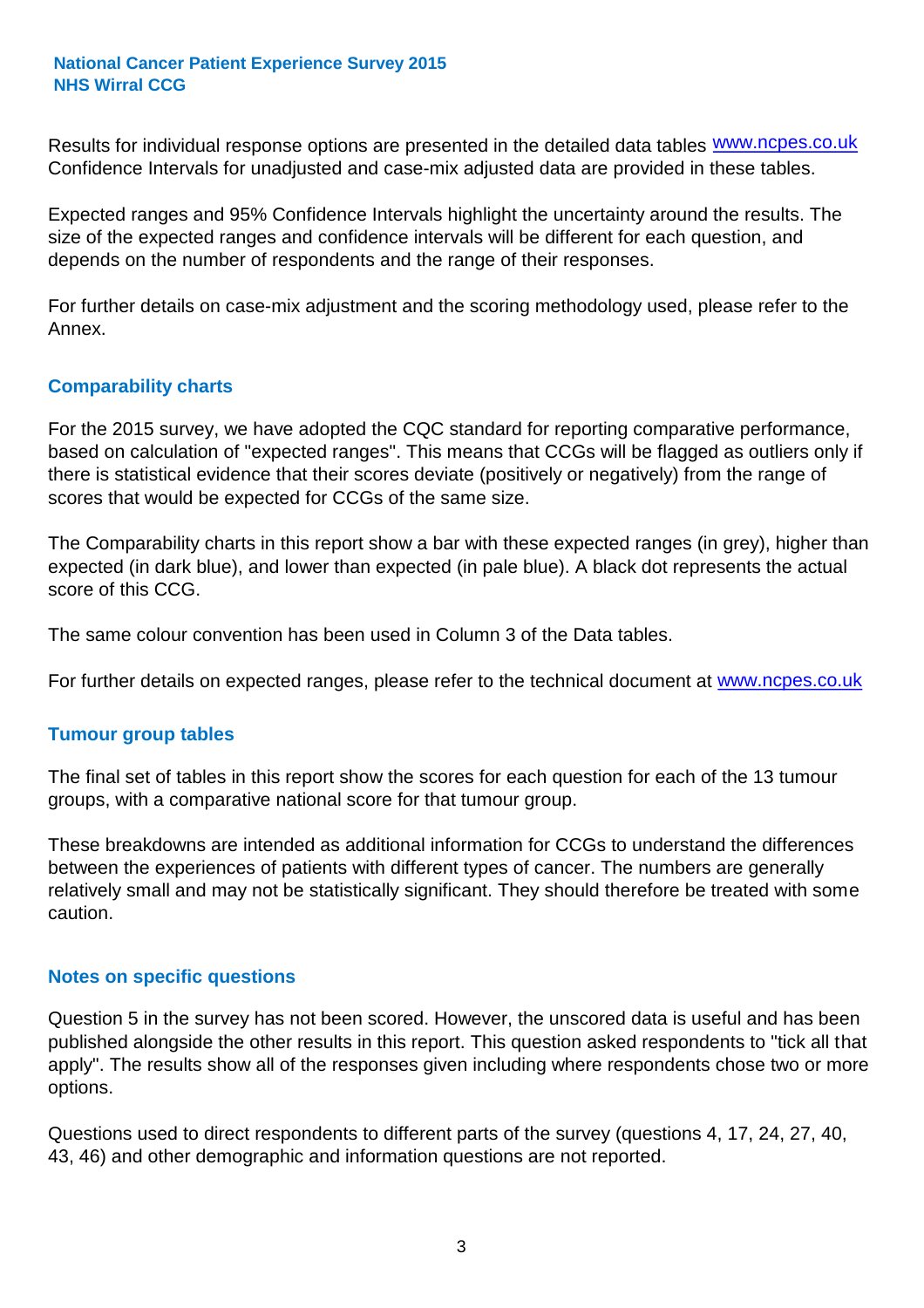Results for individual response options are presented in the detailed data tables www.ncpes.co.uk Confidence Intervals for unadjusted and case-mix adjusted data are provided in these tables.

Expected ranges and 95% Confidence Intervals highlight the uncertainty around the results. The size of the expected ranges and confidence intervals will be different for each question, and depends on the number of respondents and the range of their responses.

For further details on case-mix adjustment and the scoring methodology used, please refer to the Annex.

## Comparability charts

For the 2015 survey, we have adopted the CQC standard for reporting comparative performance, based on calculation of "expected ranges". This means that CCGs will be flagged as outliers only if there is statistical evidence that their scores deviate (positively or negatively) from the range of scores that would be expected for CCGs of the same size.

The Comparability charts in this report show a bar with these expected ranges (in grey), higher than expected (in dark blue), and lower than expected (in pale blue). A black dot represents the actual score of this CCG.

The same colour convention has been used in Column 3 of the Data tables.

For further details on expected ranges, please refer to the technical document at www.ncpes.co.uk

## Tumour group tables

The final set of tables in this report show the scores for each question for each of the 13 tumour groups, with a comparative national score for that tumour group.

These breakdowns are intended as additional information for CCGs to understand the differences between the experiences of patients with different types of cancer. The numbers are generally relatively small and may not be statistically significant. They should therefore be treated with some caution.

## Notes on specific questions

Question 5 in the survey has not been scored. However, the unscored data is useful and has been published alongside the other results in this report. This question asked respondents to "tick all that apply". The results show all of the responses given including where respondents chose two or more options.

Questions used to direct respondents to different parts of the survey (questions 4, 17, 24, 27, 40, 43, 46) and other demographic and information questions are not reported.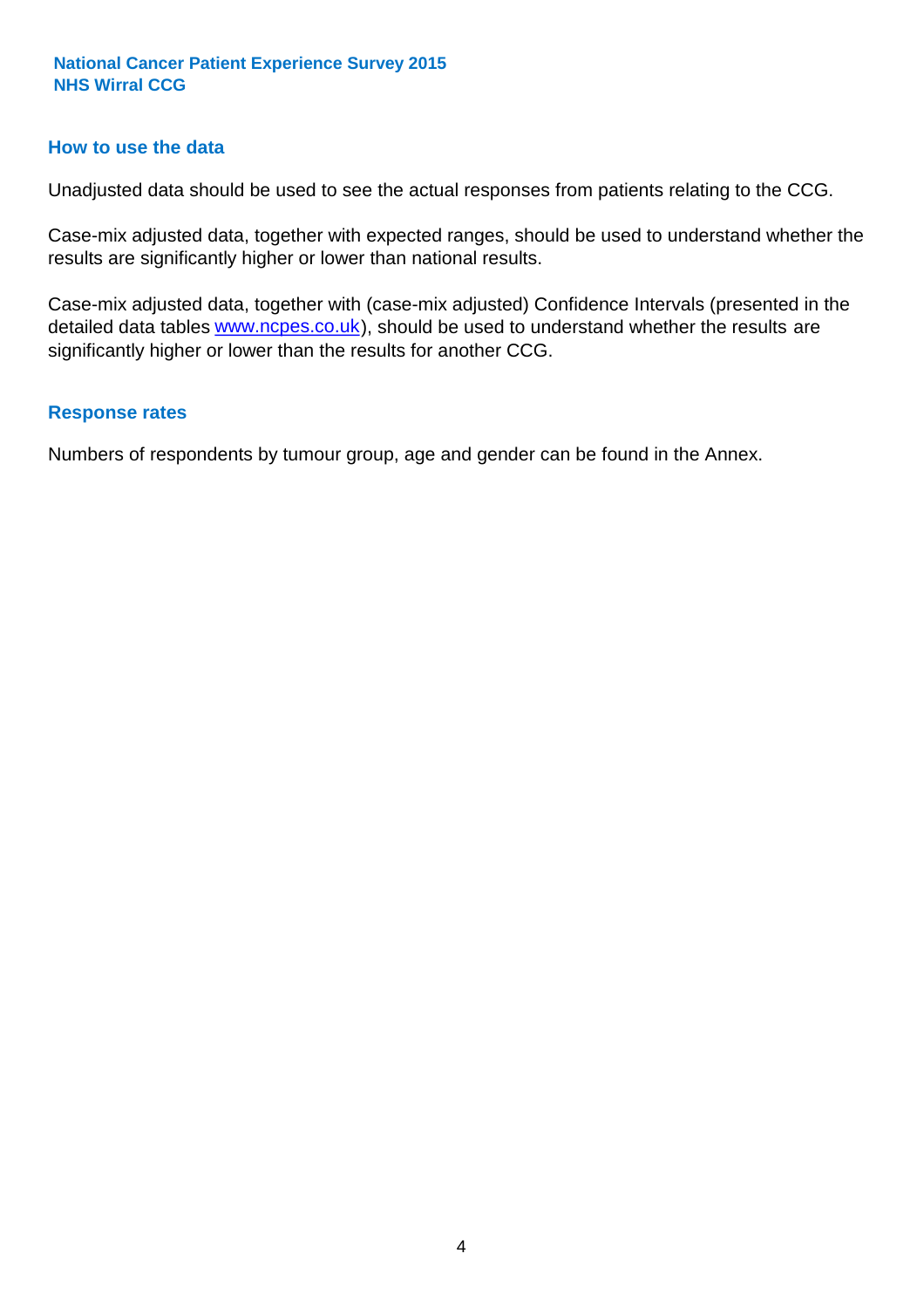## How to use the data

Unadjusted data should be used to see the actual responses from patients relating to the CCG.

Case-mix adjusted data, together with expected ranges, should be used to understand whether the results are significantly higher or lower than national results.

Case-mix adjusted data, together with (case-mix adjusted) Confidence Intervals (presented in the detailed data tables www.ncpes.co.uk), should be used to understand whether the results are significantly higher or lower than the results for another CCG.

## Response rates

Numbers of respondents by tumour group, age and gender can be found in the Annex.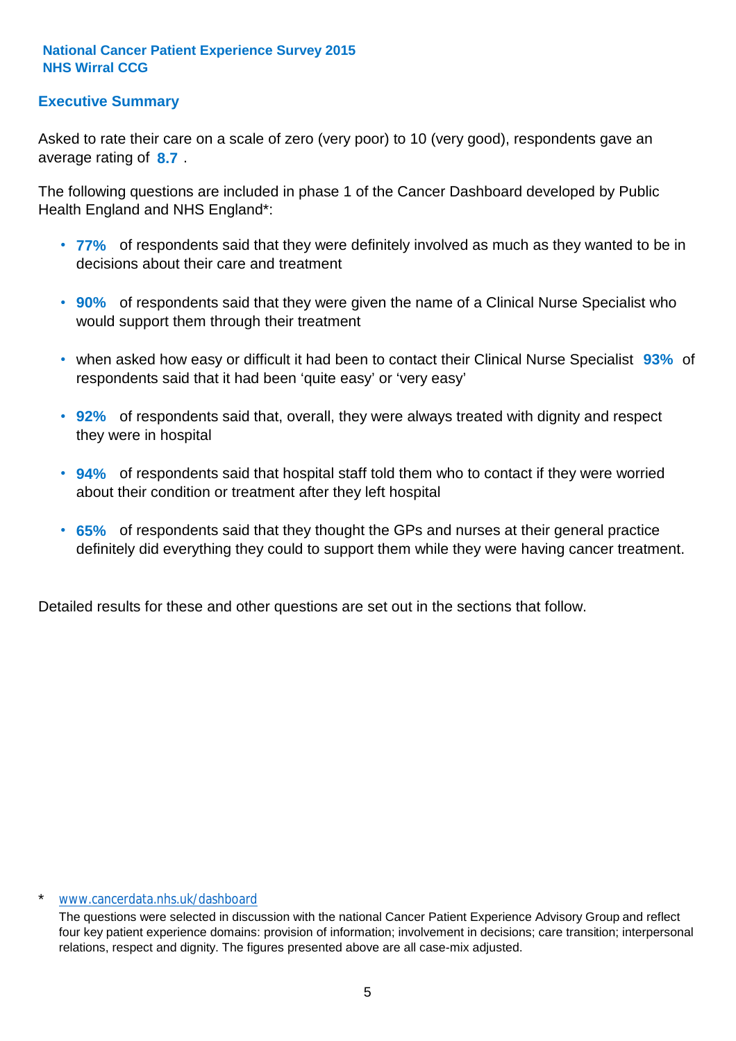**National Cancer Patient Experience Survey 2015**
**NHS Wirral CCG**

## Executive Summary

Asked to rate their care on a scale of zero (very poor) to 10 (very good), respondents gave an average rating of **8.7** .

The following questions are included in phase 1 of the Cancer Dashboard developed by Public Health England and NHS England*:

- **77%** of respondents said that they were definitely involved as much as they wanted to be in decisions about their care and treatment
- **90%** of respondents said that they were given the name of a Clinical Nurse Specialist who would support them through their treatment
- when asked how easy or difficult it had been to contact their Clinical Nurse Specialist **93%** of respondents said that it had been 'quite easy' or 'very easy'
- **92%** of respondents said that, overall, they were always treated with dignity and respect they were in hospital
- **94%** of respondents said that hospital staff told them who to contact if they were worried about their condition or treatment after they left hospital
- **65%** of respondents said that they thought the GPs and nurses at their general practice definitely did everything they could to support them while they were having cancer treatment.

Detailed results for these and other questions are set out in the sections that follow.

\* www.cancerdata.nhs.uk/dashboard

The questions were selected in discussion with the national Cancer Patient Experience Advisory Group and reflect four key patient experience domains: provision of information; involvement in decisions; care transition; interpersonal relations, respect and dignity. The figures presented above are all case-mix adjusted.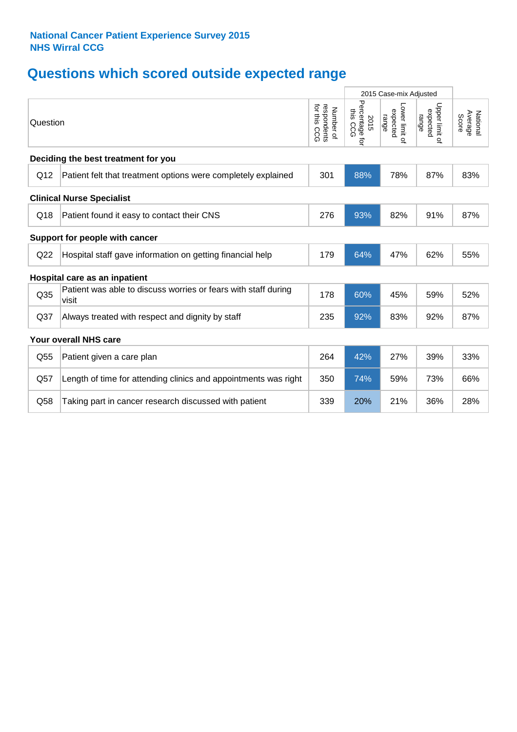**National Cancer Patient Experience Survey 2015**
**NHS Wirral CCG**

# Questions which scored outside expected range

| Question | | Number of respondents for this CCG | 2015 Case-mix Adjusted | | | National Average Score |
|---|---|---|---|---|---|---|
| | | | 2015 Percentage for this CCG | Lower limit of expected range | Upper limit of expected range | |
| **Deciding the best treatment for you** | | | | | | |
| Q12 | Patient felt that treatment options were completely explained | 301 | 88% | 78% | 87% | 83% |
| **Clinical Nurse Specialist** | | | | | | |
| Q18 | Patient found it easy to contact their CNS | 276 | 93% | 82% | 91% | 87% |
| **Support for people with cancer** | | | | | | |
| Q22 | Hospital staff gave information on getting financial help | 179 | 64% | 47% | 62% | 55% |
| **Hospital care as an inpatient** | | | | | | |
| Q35 | Patient was able to discuss worries or fears with staff during visit | 178 | 60% | 45% | 59% | 52% |
| Q37 | Always treated with respect and dignity by staff | 235 | 92% | 83% | 92% | 87% |
| **Your overall NHS care** | | | | | | |
| Q55 | Patient given a care plan | 264 | 42% | 27% | 39% | 33% |
| Q57 | Length of time for attending clinics and appointments was right | 350 | 74% | 59% | 73% | 66% |
| Q58 | Taking part in cancer research discussed with patient | 339 | 20% | 21% | 36% | 28% |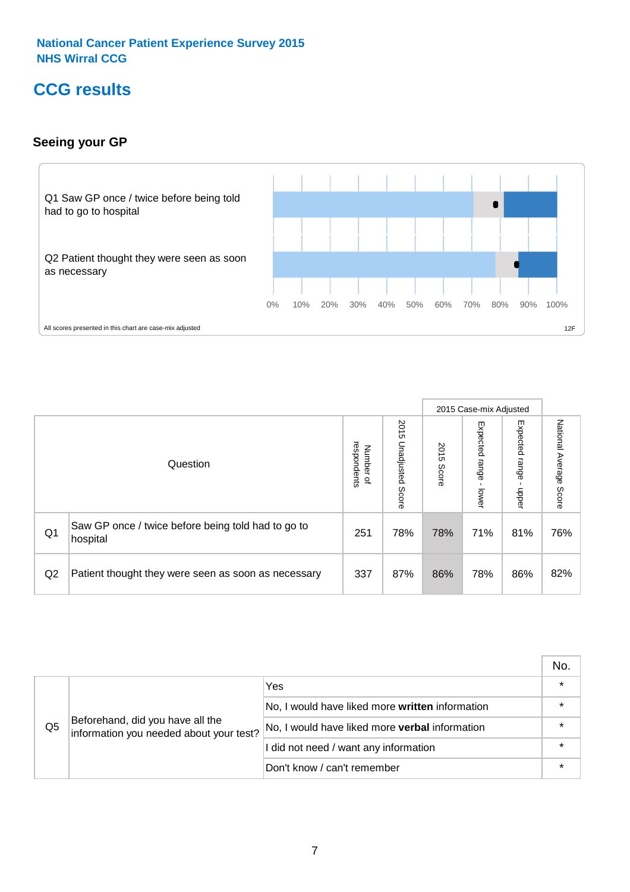National Cancer Patient Experience Survey 2015
NHS Wirral CCG

# CCG results

### Seeing your GP

Q1 Saw GP once / twice before being told had to go to hospital

Q2 Patient thought they were seen as soon as necessary

0% 10% 20% 30% 40% 50% 60% 70% 80% 90% 100%

All scores presented in this chart are case-mix adjusted

12F

| | Question | Number of respondents | 2015 Unadjusted Score | 2015 Case-mix Adjusted: 2015 Score | 2015 Case-mix Adjusted: Expected range - lower | 2015 Case-mix Adjusted: Expected range - upper | National Average Score |
|---|---|---|---|---|---|---|---|
| Q1 | Saw GP once / twice before being told had to go to hospital | 251 | 78% | 78% | 71% | 81% | 76% |
| Q2 | Patient thought they were seen as soon as necessary | 337 | 87% | 86% | 78% | 86% | 82% |

| | | | No. |
|---|---|---|---|
| Q5 | Beforehand, did you have all the information you needed about your test? | Yes | * |
| | | No, I would have liked more **written** information | * |
| | | No, I would have liked more **verbal** information | * |
| | | I did not need / want any information | * |
| | | Don't know / can't remember | * |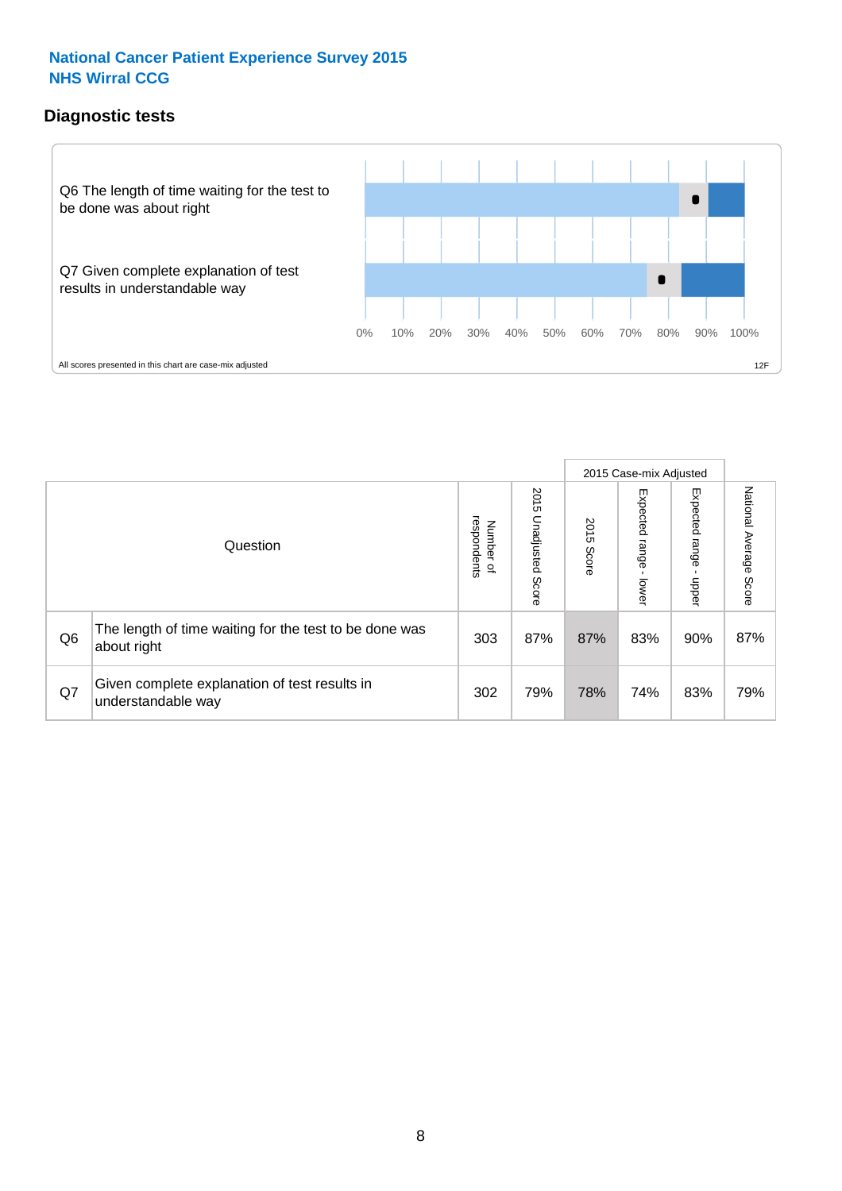National Cancer Patient Experience Survey 2015
NHS Wirral CCG

## Diagnostic tests

Q6 The length of time waiting for the test to be done was about right

Q7 Given complete explanation of test results in understandable way

0% 10% 20% 30% 40% 50% 60% 70% 80% 90% 100%

All scores presented in this chart are case-mix adjusted

12F

| | Question | Number of respondents | 2015 Unadjusted Score | 2015 Case-mix Adjusted: 2015 Score | 2015 Case-mix Adjusted: Expected range - lower | 2015 Case-mix Adjusted: Expected range - upper | National Average Score |
|---|---|---|---|---|---|---|---|
| Q6 | The length of time waiting for the test to be done was about right | 303 | 87% | 87% | 83% | 90% | 87% |
| Q7 | Given complete explanation of test results in understandable way | 302 | 79% | 78% | 74% | 83% | 79% |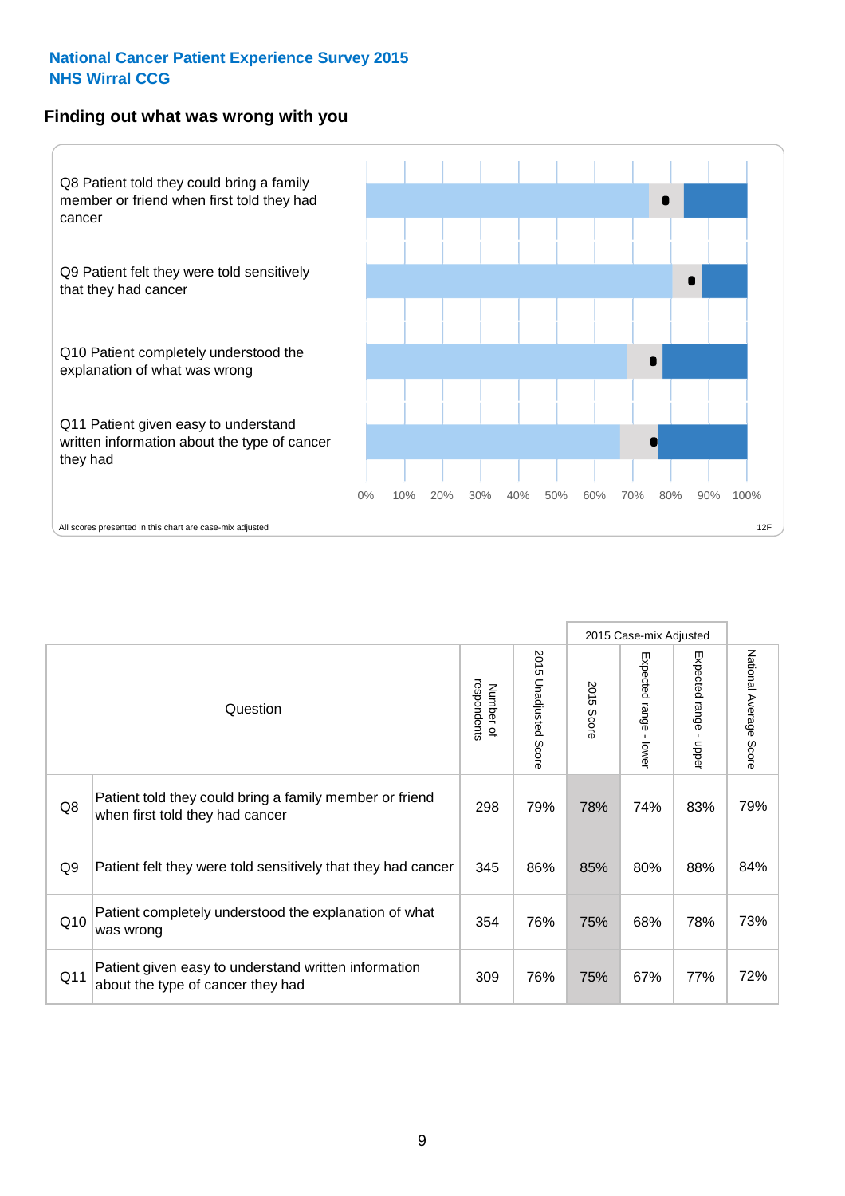**National Cancer Patient Experience Survey 2015**
**NHS Wirral CCG**

## Finding out what was wrong with you

Q8 Patient told they could bring a family member or friend when first told they had cancer

Q9 Patient felt they were told sensitively that they had cancer

Q10 Patient completely understood the explanation of what was wrong

Q11 Patient given easy to understand written information about the type of cancer they had

0% 10% 20% 30% 40% 50% 60% 70% 80% 90% 100%

All scores presented in this chart are case-mix adjusted

12F

| | Question | Number of respondents | 2015 Unadjusted Score | 2015 Case-mix Adjusted: 2015 Score | 2015 Case-mix Adjusted: Expected range - lower | 2015 Case-mix Adjusted: Expected range - upper | National Average Score |
|---|---|---|---|---|---|---|---|
| Q8 | Patient told they could bring a family member or friend when first told they had cancer | 298 | 79% | 78% | 74% | 83% | 79% |
| Q9 | Patient felt they were told sensitively that they had cancer | 345 | 86% | 85% | 80% | 88% | 84% |
| Q10 | Patient completely understood the explanation of what was wrong | 354 | 76% | 75% | 68% | 78% | 73% |
| Q11 | Patient given easy to understand written information about the type of cancer they had | 309 | 76% | 75% | 67% | 77% | 72% |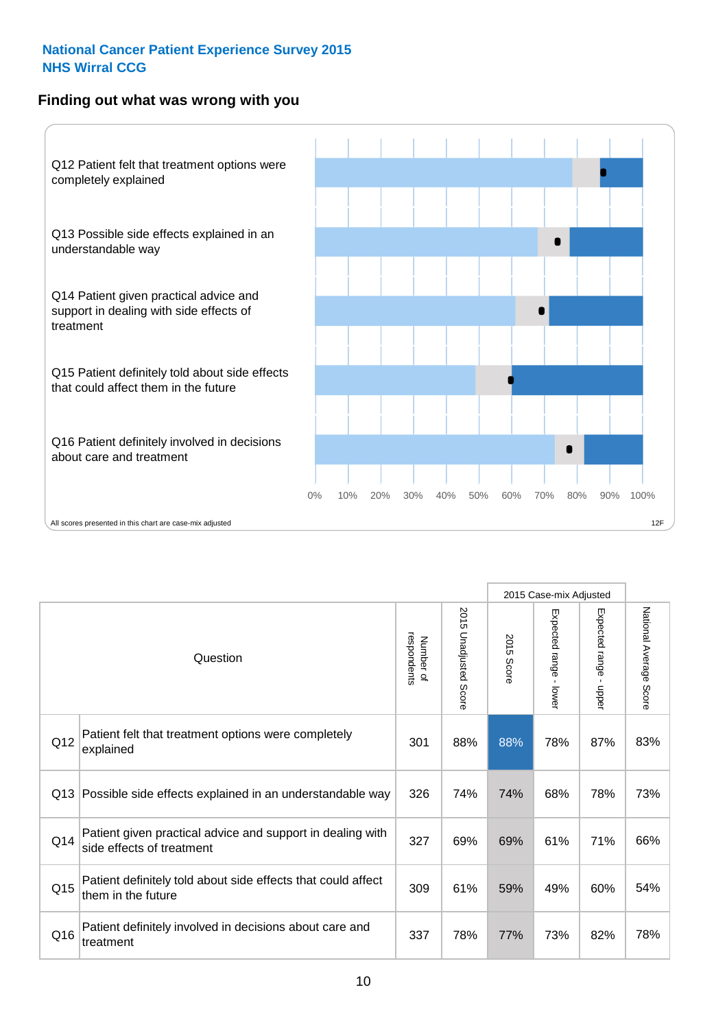**National Cancer Patient Experience Survey 2015**
**NHS Wirral CCG**

## Finding out what was wrong with you

Q12 Patient felt that treatment options were completely explained

Q13 Possible side effects explained in an understandable way

Q14 Patient given practical advice and support in dealing with side effects of treatment

Q15 Patient definitely told about side effects that could affect them in the future

Q16 Patient definitely involved in decisions about care and treatment

0% 10% 20% 30% 40% 50% 60% 70% 80% 90% 100%

All scores presented in this chart are case-mix adjusted

12F

| Question | | Number of respondents | 2015 Unadjusted Score | 2015 Case-mix Adjusted: 2015 Score | 2015 Case-mix Adjusted: Expected range - lower | 2015 Case-mix Adjusted: Expected range - upper | National Average Score |
|---|---|---|---|---|---|---|---|
| Q12 | Patient felt that treatment options were completely explained | 301 | 88% | 88% | 78% | 87% | 83% |
| Q13 | Possible side effects explained in an understandable way | 326 | 74% | 74% | 68% | 78% | 73% |
| Q14 | Patient given practical advice and support in dealing with side effects of treatment | 327 | 69% | 69% | 61% | 71% | 66% |
| Q15 | Patient definitely told about side effects that could affect them in the future | 309 | 61% | 59% | 49% | 60% | 54% |
| Q16 | Patient definitely involved in decisions about care and treatment | 337 | 78% | 77% | 73% | 82% | 78% |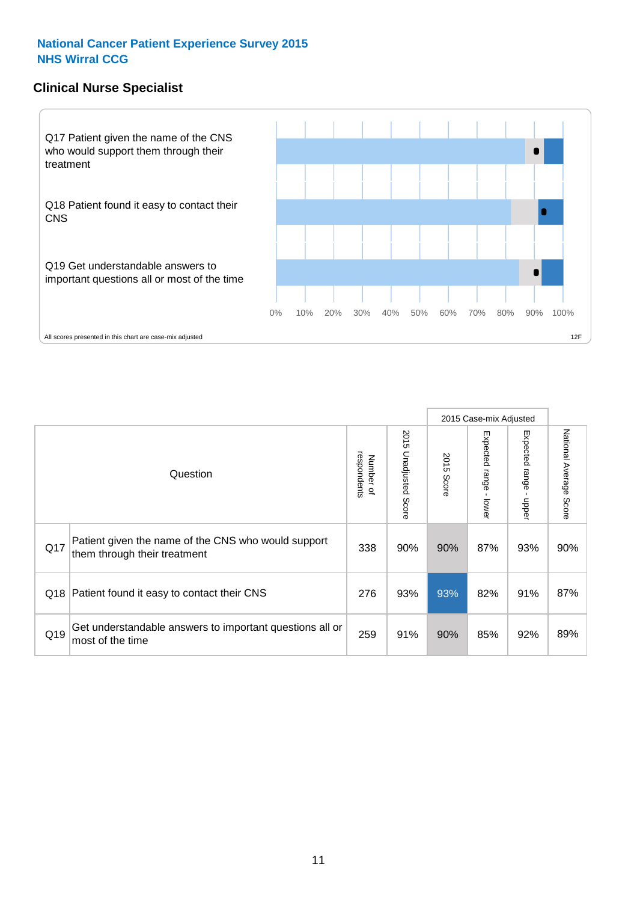**National Cancer Patient Experience Survey 2015**
**NHS Wirral CCG**

## Clinical Nurse Specialist

Q17 Patient given the name of the CNS who would support them through their treatment

Q18 Patient found it easy to contact their CNS

Q19 Get understandable answers to important questions all or most of the time

0% 10% 20% 30% 40% 50% 60% 70% 80% 90% 100%

All scores presented in this chart are case-mix adjusted

12F

| | Question | Number of respondents | 2015 Unadjusted Score | 2015 Case-mix Adjusted | | | National Average Score |
|---|---|---|---|---|---|---|---|
| | | | | 2015 Score | Expected range - lower | Expected range - upper | |
| Q17 | Patient given the name of the CNS who would support them through their treatment | 338 | 90% | 90% | 87% | 93% | 90% |
| Q18 | Patient found it easy to contact their CNS | 276 | 93% | 93% | 82% | 91% | 87% |
| Q19 | Get understandable answers to important questions all or most of the time | 259 | 91% | 90% | 85% | 92% | 89% |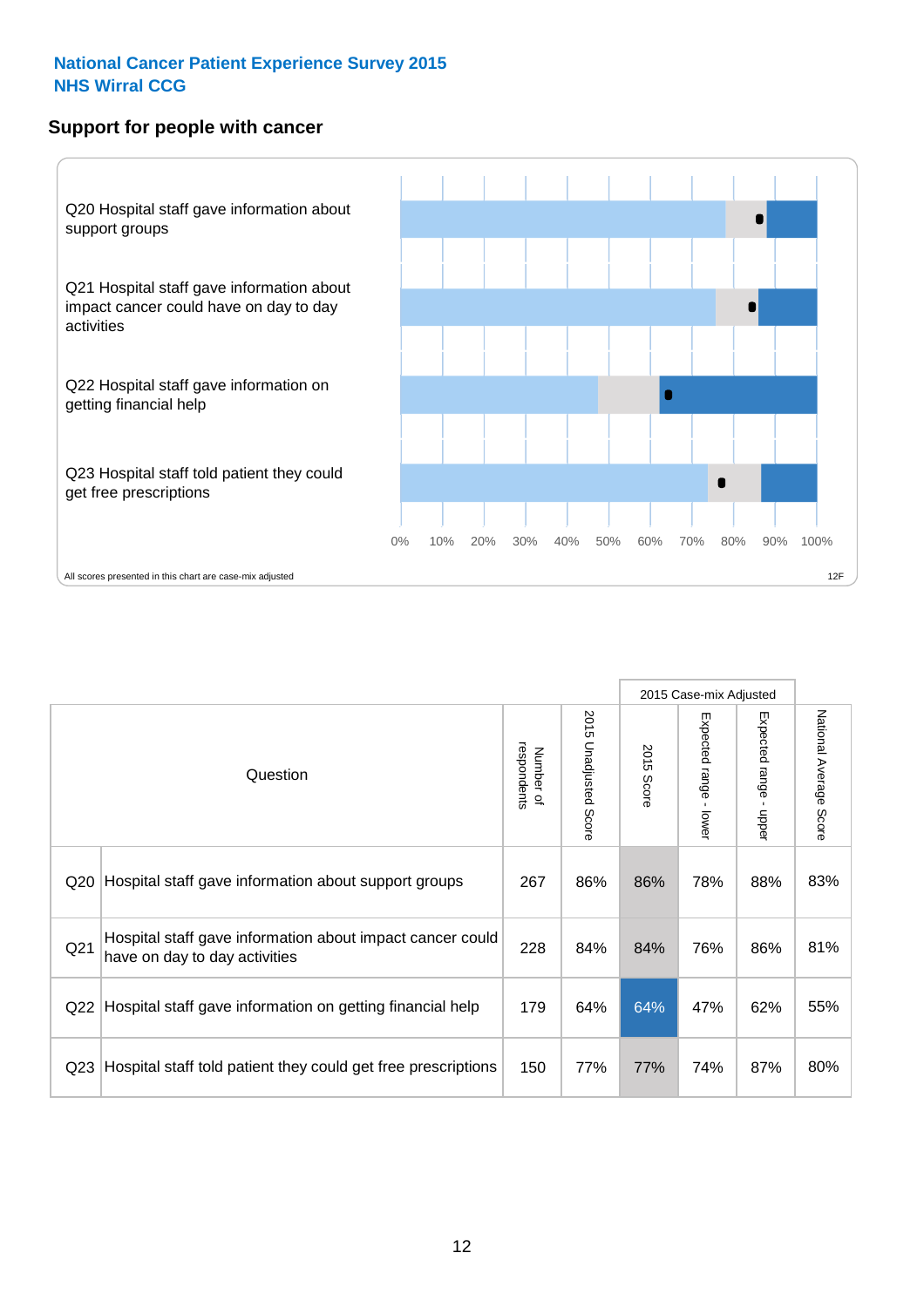**National Cancer Patient Experience Survey 2015**
**NHS Wirral CCG**

## Support for people with cancer

Q20 Hospital staff gave information about support groups

Q21 Hospital staff gave information about impact cancer could have on day to day activities

Q22 Hospital staff gave information on getting financial help

Q23 Hospital staff told patient they could get free prescriptions

0% 10% 20% 30% 40% 50% 60% 70% 80% 90% 100%

All scores presented in this chart are case-mix adjusted

12F

| | Question | Number of respondents | 2015 Unadjusted Score | 2015 Case-mix Adjusted: 2015 Score | 2015 Case-mix Adjusted: Expected range - lower | 2015 Case-mix Adjusted: Expected range - upper | National Average Score |
|---|---|---|---|---|---|---|---|
| Q20 | Hospital staff gave information about support groups | 267 | 86% | 86% | 78% | 88% | 83% |
| Q21 | Hospital staff gave information about impact cancer could have on day to day activities | 228 | 84% | 84% | 76% | 86% | 81% |
| Q22 | Hospital staff gave information on getting financial help | 179 | 64% | 64% | 47% | 62% | 55% |
| Q23 | Hospital staff told patient they could get free prescriptions | 150 | 77% | 77% | 74% | 87% | 80% |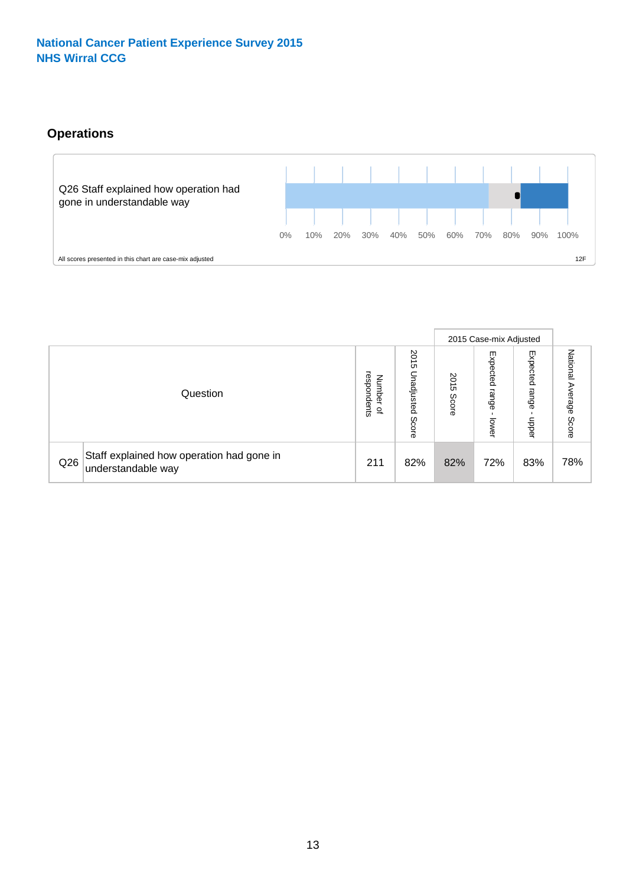National Cancer Patient Experience Survey 2015
NHS Wirral CCG

## Operations

Q26 Staff explained how operation had gone in understandable way

0% 10% 20% 30% 40% 50% 60% 70% 80% 90% 100%

All scores presented in this chart are case-mix adjusted

12F

| | Question | Number of respondents | 2015 Unadjusted Score | 2015 Case-mix Adjusted: 2015 Score | 2015 Case-mix Adjusted: Expected range - lower | 2015 Case-mix Adjusted: Expected range - upper | National Average Score |
|---|---|---|---|---|---|---|---|
| Q26 | Staff explained how operation had gone in understandable way | 211 | 82% | 82% | 72% | 83% | 78% |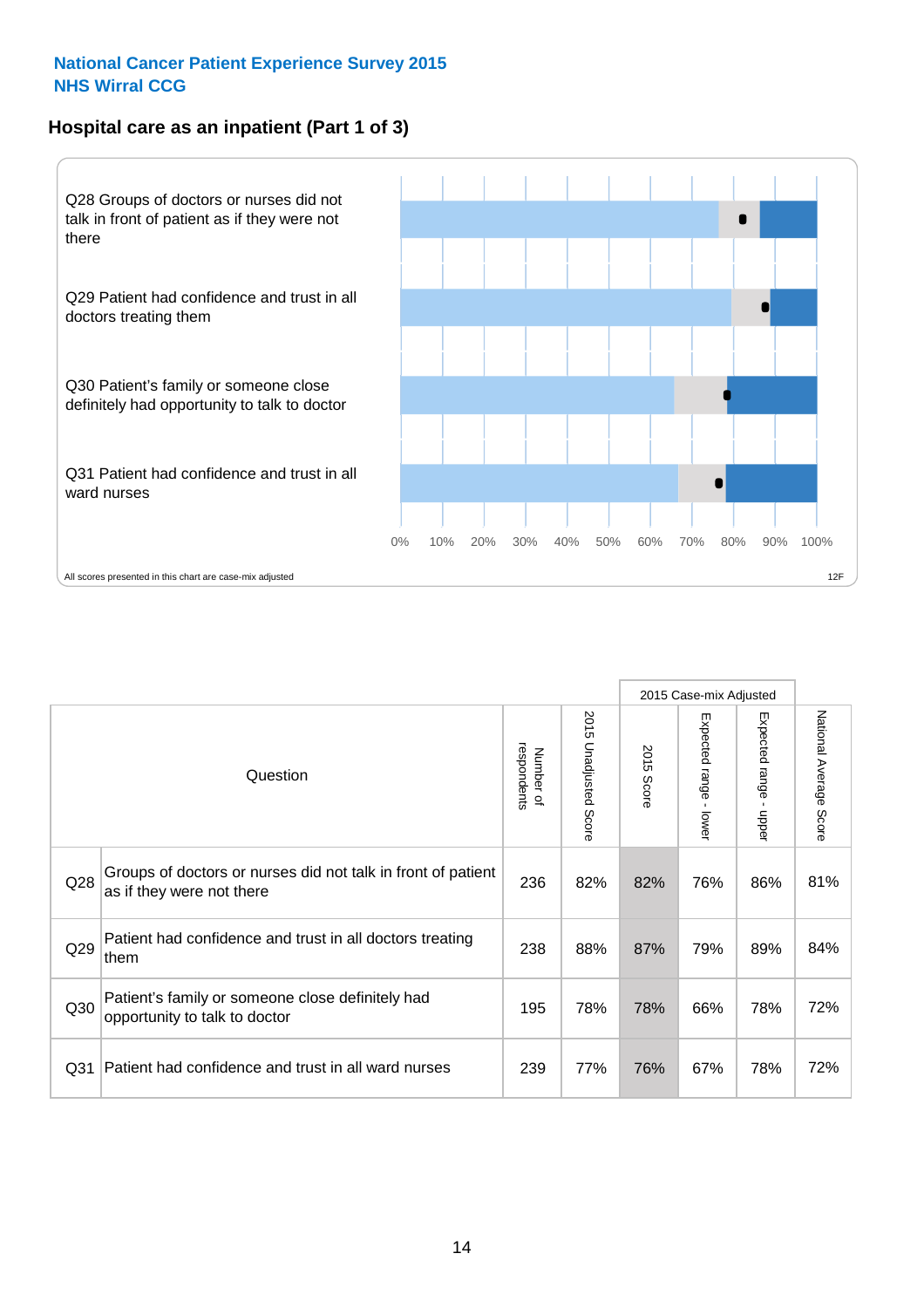National Cancer Patient Experience Survey 2015
NHS Wirral CCG

## Hospital care as an inpatient (Part 1 of 3)

Q28 Groups of doctors or nurses did not talk in front of patient as if they were not there

Q29 Patient had confidence and trust in all doctors treating them

Q30 Patient's family or someone close definitely had opportunity to talk to doctor

Q31 Patient had confidence and trust in all ward nurses

0% 10% 20% 30% 40% 50% 60% 70% 80% 90% 100%

All scores presented in this chart are case-mix adjusted

12F

| | Question | Number of respondents | 2015 Unadjusted Score | 2015 Case-mix Adjusted: 2015 Score | 2015 Case-mix Adjusted: Expected range - lower | 2015 Case-mix Adjusted: Expected range - upper | National Average Score |
|---|---|---|---|---|---|---|---|
| Q28 | Groups of doctors or nurses did not talk in front of patient as if they were not there | 236 | 82% | 82% | 76% | 86% | 81% |
| Q29 | Patient had confidence and trust in all doctors treating them | 238 | 88% | 87% | 79% | 89% | 84% |
| Q30 | Patient's family or someone close definitely had opportunity to talk to doctor | 195 | 78% | 78% | 66% | 78% | 72% |
| Q31 | Patient had confidence and trust in all ward nurses | 239 | 77% | 76% | 67% | 78% | 72% |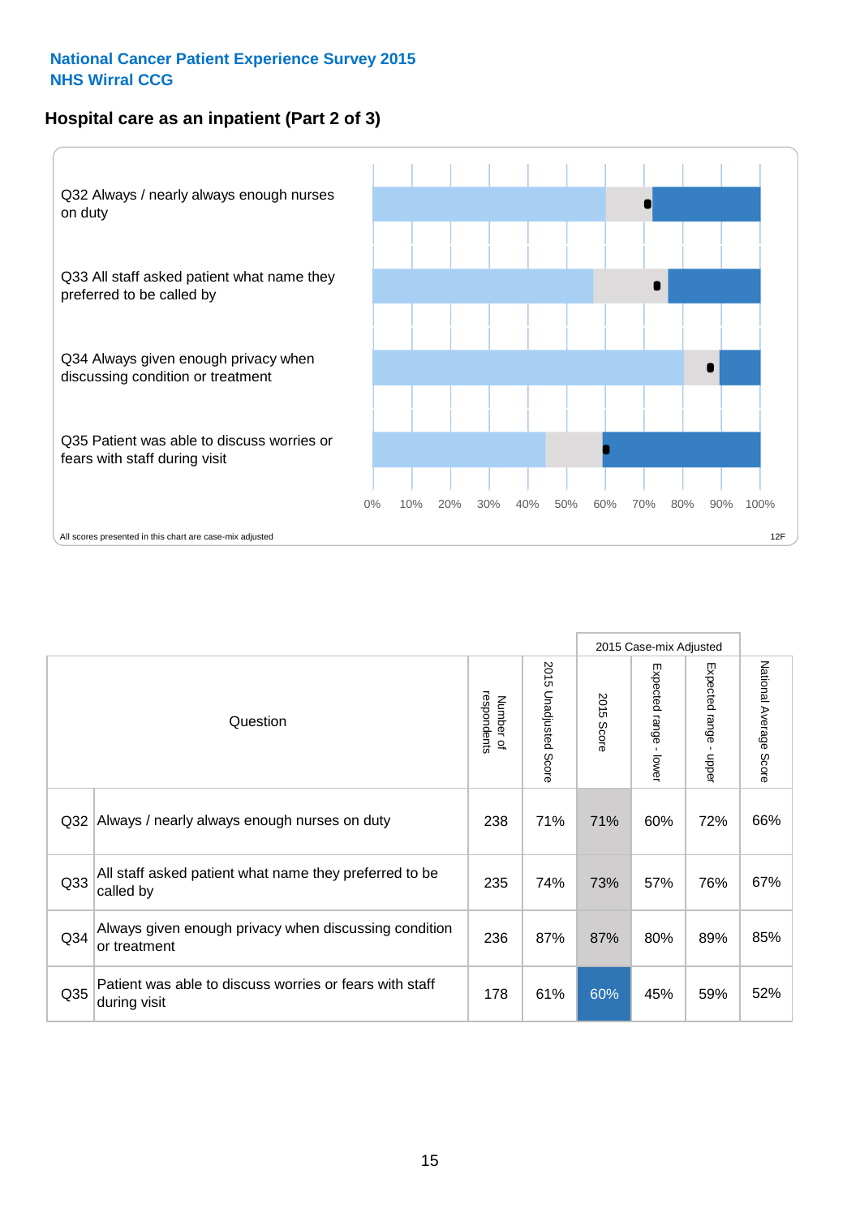**National Cancer Patient Experience Survey 2015**
**NHS Wirral CCG**

## Hospital care as an inpatient (Part 2 of 3)

Q32 Always / nearly always enough nurses on duty

Q33 All staff asked patient what name they preferred to be called by

Q34 Always given enough privacy when discussing condition or treatment

Q35 Patient was able to discuss worries or fears with staff during visit

0% 10% 20% 30% 40% 50% 60% 70% 80% 90% 100%

All scores presented in this chart are case-mix adjusted

12F

| | Question | Number of respondents | 2015 Unadjusted Score | 2015 Case-mix Adjusted | | | National Average Score |
|---|---|---|---|---|---|---|---|
| | | | | 2015 Score | Expected range - lower | Expected range - upper | |
| Q32 | Always / nearly always enough nurses on duty | 238 | 71% | 71% | 60% | 72% | 66% |
| Q33 | All staff asked patient what name they preferred to be called by | 235 | 74% | 73% | 57% | 76% | 67% |
| Q34 | Always given enough privacy when discussing condition or treatment | 236 | 87% | 87% | 80% | 89% | 85% |
| Q35 | Patient was able to discuss worries or fears with staff during visit | 178 | 61% | 60% | 45% | 59% | 52% |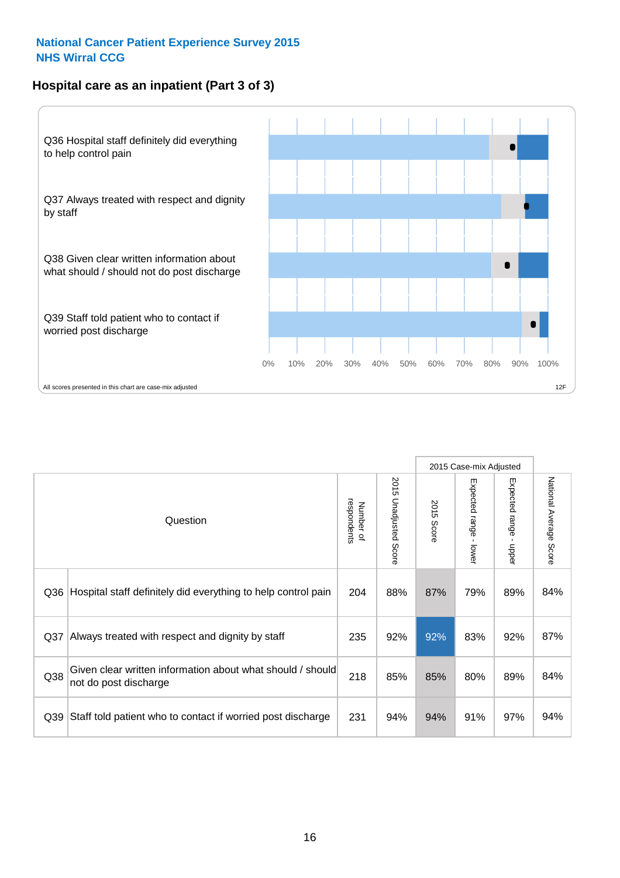National Cancer Patient Experience Survey 2015
NHS Wirral CCG

## Hospital care as an inpatient (Part 3 of 3)

Q36 Hospital staff definitely did everything to help control pain

Q37 Always treated with respect and dignity by staff

Q38 Given clear written information about what should / should not do post discharge

Q39 Staff told patient who to contact if worried post discharge

0% 10% 20% 30% 40% 50% 60% 70% 80% 90% 100%

All scores presented in this chart are case-mix adjusted

12F

| Question | | Number of respondents | 2015 Unadjusted Score | 2015 Case-mix Adjusted | | | National Average Score |
|---|---|---|---|---|---|---|---|
| | | | | 2015 Score | Expected range - lower | Expected range - upper | |
| Q36 | Hospital staff definitely did everything to help control pain | 204 | 88% | 87% | 79% | 89% | 84% |
| Q37 | Always treated with respect and dignity by staff | 235 | 92% | 92% | 83% | 92% | 87% |
| Q38 | Given clear written information about what should / should not do post discharge | 218 | 85% | 85% | 80% | 89% | 84% |
| Q39 | Staff told patient who to contact if worried post discharge | 231 | 94% | 94% | 91% | 97% | 94% |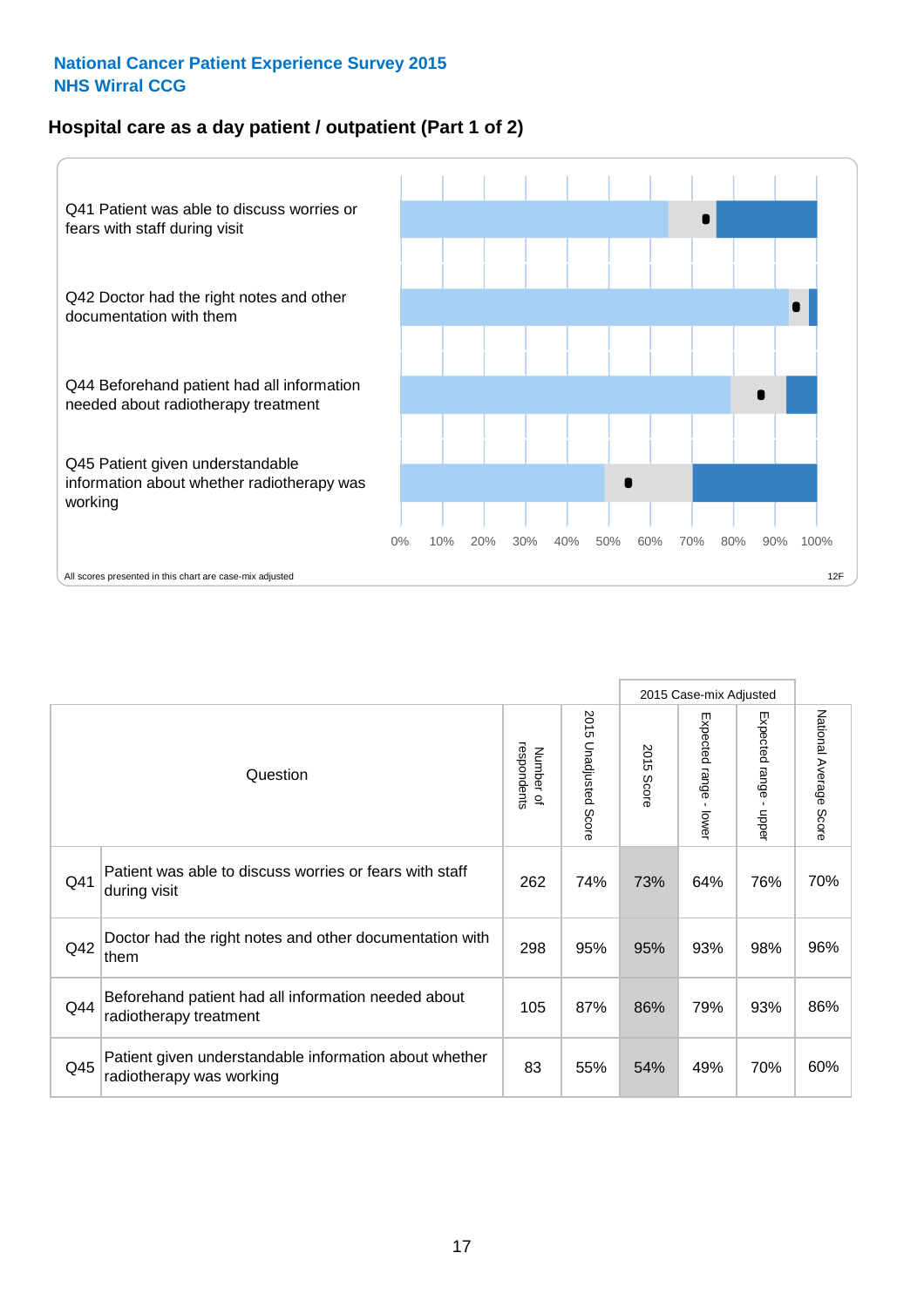National Cancer Patient Experience Survey 2015
NHS Wirral CCG

## Hospital care as a day patient / outpatient (Part 1 of 2)

Q41 Patient was able to discuss worries or fears with staff during visit

Q42 Doctor had the right notes and other documentation with them

Q44 Beforehand patient had all information needed about radiotherapy treatment

Q45 Patient given understandable information about whether radiotherapy was working

0% 10% 20% 30% 40% 50% 60% 70% 80% 90% 100%

All scores presented in this chart are case-mix adjusted

12F

| | Question | Number of respondents | 2015 Unadjusted Score | 2015 Case-mix Adjusted: 2015 Score | 2015 Case-mix Adjusted: Expected range - lower | 2015 Case-mix Adjusted: Expected range - upper | National Average Score |
|---|---|---|---|---|---|---|---|
| Q41 | Patient was able to discuss worries or fears with staff during visit | 262 | 74% | 73% | 64% | 76% | 70% |
| Q42 | Doctor had the right notes and other documentation with them | 298 | 95% | 95% | 93% | 98% | 96% |
| Q44 | Beforehand patient had all information needed about radiotherapy treatment | 105 | 87% | 86% | 79% | 93% | 86% |
| Q45 | Patient given understandable information about whether radiotherapy was working | 83 | 55% | 54% | 49% | 70% | 60% |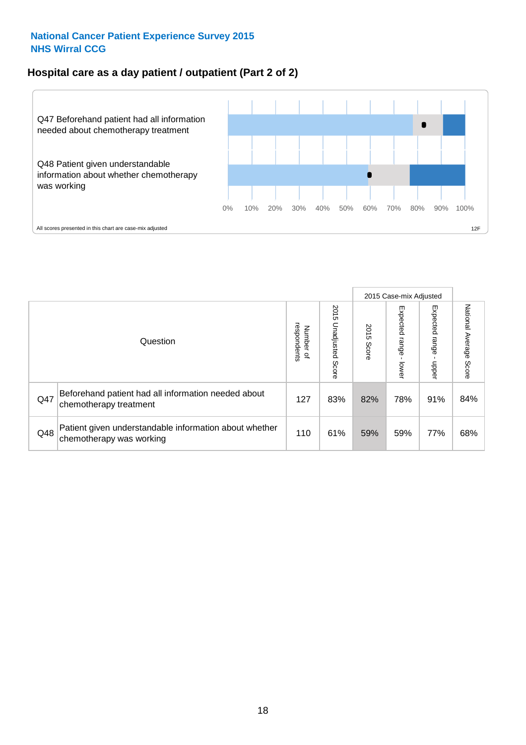National Cancer Patient Experience Survey 2015
NHS Wirral CCG

## Hospital care as a day patient / outpatient (Part 2 of 2)

Q47 Beforehand patient had all information needed about chemotherapy treatment

Q48 Patient given understandable information about whether chemotherapy was working

0% 10% 20% 30% 40% 50% 60% 70% 80% 90% 100%

All scores presented in this chart are case-mix adjusted

12F

| | Question | Number of respondents | 2015 Unadjusted Score | 2015 Case-mix Adjusted: 2015 Score | 2015 Case-mix Adjusted: Expected range - lower | 2015 Case-mix Adjusted: Expected range - upper | National Average Score |
|---|---|---|---|---|---|---|---|
| Q47 | Beforehand patient had all information needed about chemotherapy treatment | 127 | 83% | 82% | 78% | 91% | 84% |
| Q48 | Patient given understandable information about whether chemotherapy was working | 110 | 61% | 59% | 59% | 77% | 68% |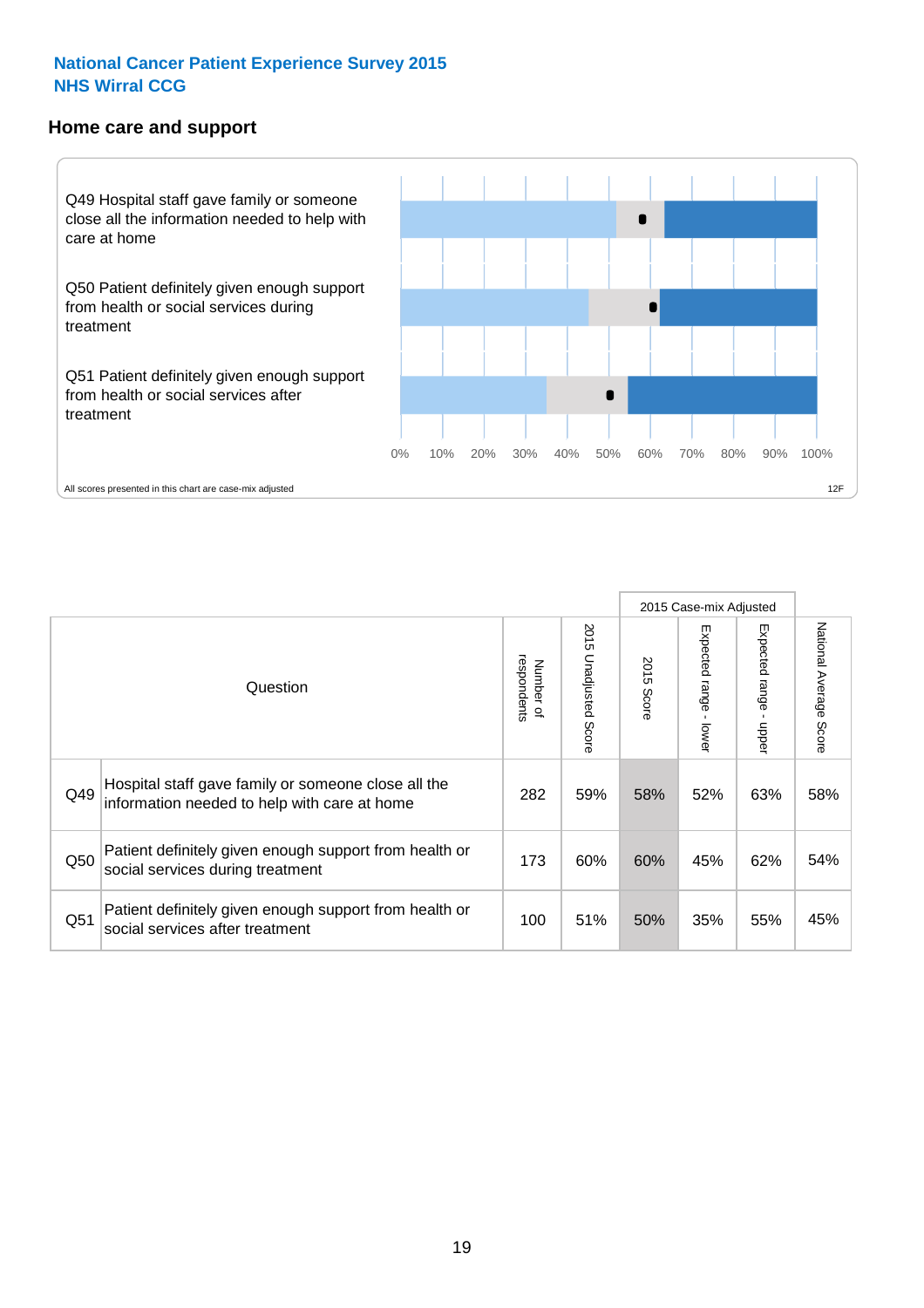**National Cancer Patient Experience Survey 2015**
**NHS Wirral CCG**

## Home care and support

Q49 Hospital staff gave family or someone close all the information needed to help with care at home

Q50 Patient definitely given enough support from health or social services during treatment

Q51 Patient definitely given enough support from health or social services after treatment

0% 10% 20% 30% 40% 50% 60% 70% 80% 90% 100%

All scores presented in this chart are case-mix adjusted

12F

| Question | | Number of respondents | 2015 Unadjusted Score | 2015 Case-mix Adjusted | | | National Average Score |
|---|---|---|---|---|---|---|---|
| | | | | 2015 Score | Expected range - lower | Expected range - upper | |
| Q49 | Hospital staff gave family or someone close all the information needed to help with care at home | 282 | 59% | 58% | 52% | 63% | 58% |
| Q50 | Patient definitely given enough support from health or social services during treatment | 173 | 60% | 60% | 45% | 62% | 54% |
| Q51 | Patient definitely given enough support from health or social services after treatment | 100 | 51% | 50% | 35% | 55% | 45% |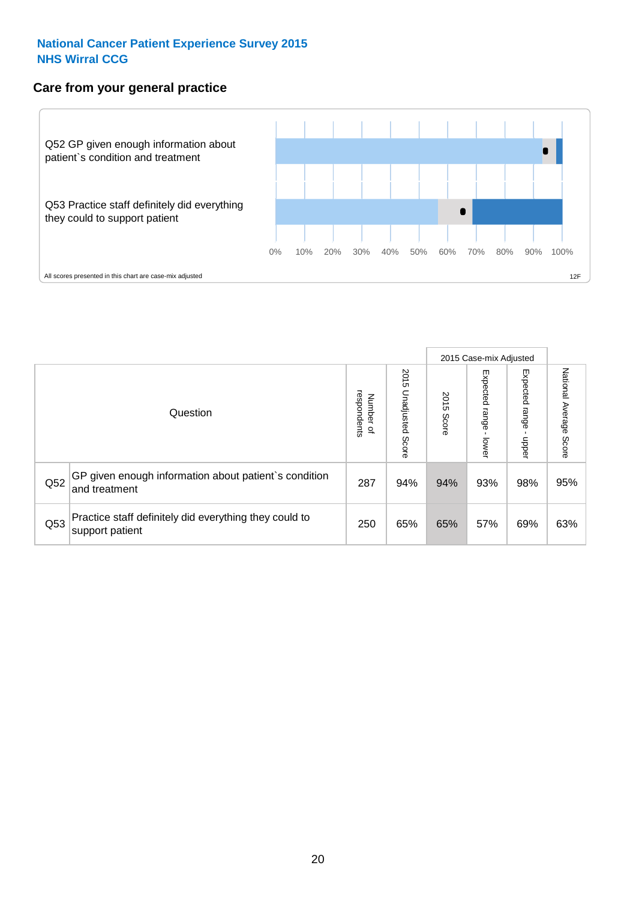**National Cancer Patient Experience Survey 2015**
**NHS Wirral CCG**

## Care from your general practice

Q52 GP given enough information about patient`s condition and treatment

Q53 Practice staff definitely did everything they could to support patient

0% 10% 20% 30% 40% 50% 60% 70% 80% 90% 100%

All scores presented in this chart are case-mix adjusted

12F

| Question | | Number of respondents | 2015 Unadjusted Score | 2015 Case-mix Adjusted: 2015 Score | 2015 Case-mix Adjusted: Expected range - lower | 2015 Case-mix Adjusted: Expected range - upper | National Average Score |
|---|---|---|---|---|---|---|---|
| Q52 | GP given enough information about patient`s condition and treatment | 287 | 94% | 94% | 93% | 98% | 95% |
| Q53 | Practice staff definitely did everything they could to support patient | 250 | 65% | 65% | 57% | 69% | 63% |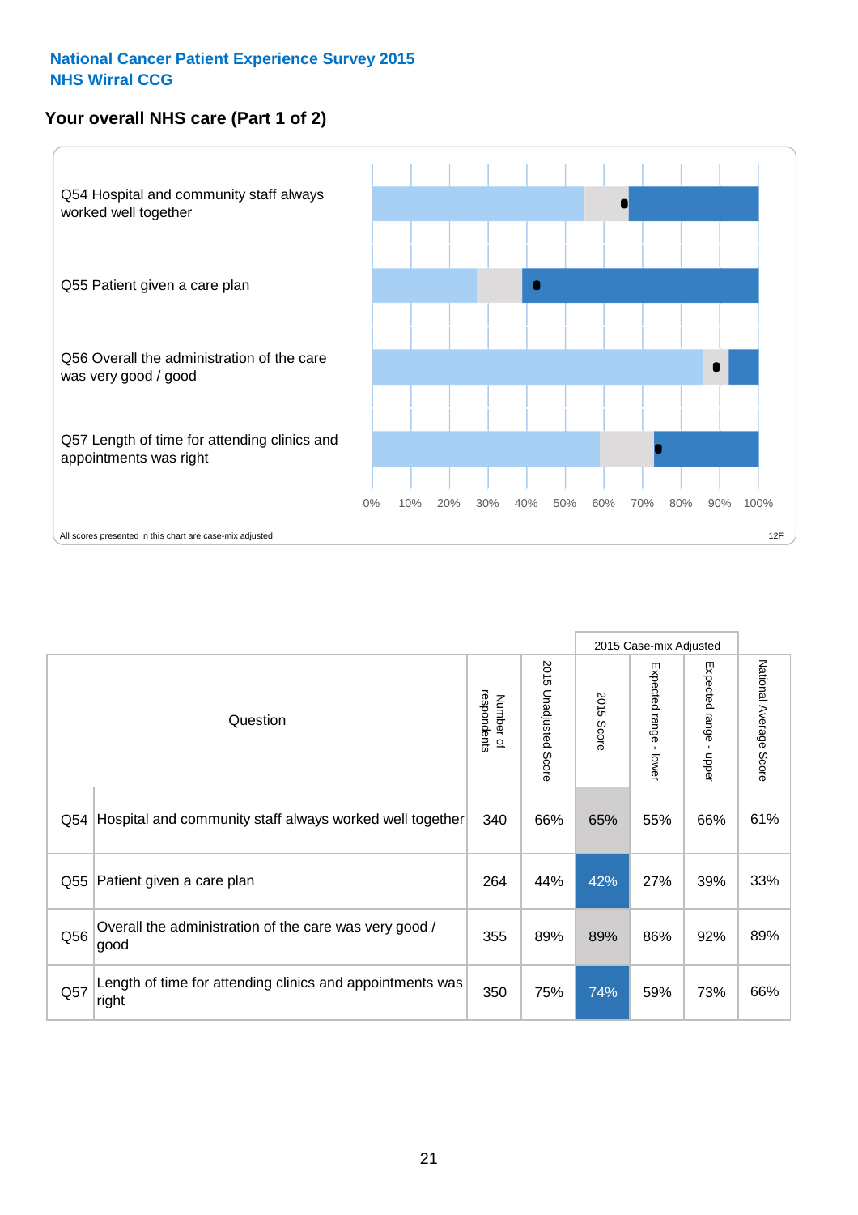**National Cancer Patient Experience Survey 2015**
**NHS Wirral CCG**

## Your overall NHS care (Part 1 of 2)

Q54 Hospital and community staff always worked well together

Q55 Patient given a care plan

Q56 Overall the administration of the care was very good / good

Q57 Length of time for attending clinics and appointments was right

0% 10% 20% 30% 40% 50% 60% 70% 80% 90% 100%

All scores presented in this chart are case-mix adjusted

12F

| Question | | Number of respondents | 2015 Unadjusted Score | 2015 Case-mix Adjusted | | | National Average Score |
|---|---|---|---|---|---|---|---|
| | | | | 2015 Score | Expected range - lower | Expected range - upper | |
| Q54 | Hospital and community staff always worked well together | 340 | 66% | 65% | 55% | 66% | 61% |
| Q55 | Patient given a care plan | 264 | 44% | 42% | 27% | 39% | 33% |
| Q56 | Overall the administration of the care was very good / good | 355 | 89% | 89% | 86% | 92% | 89% |
| Q57 | Length of time for attending clinics and appointments was right | 350 | 75% | 74% | 59% | 73% | 66% |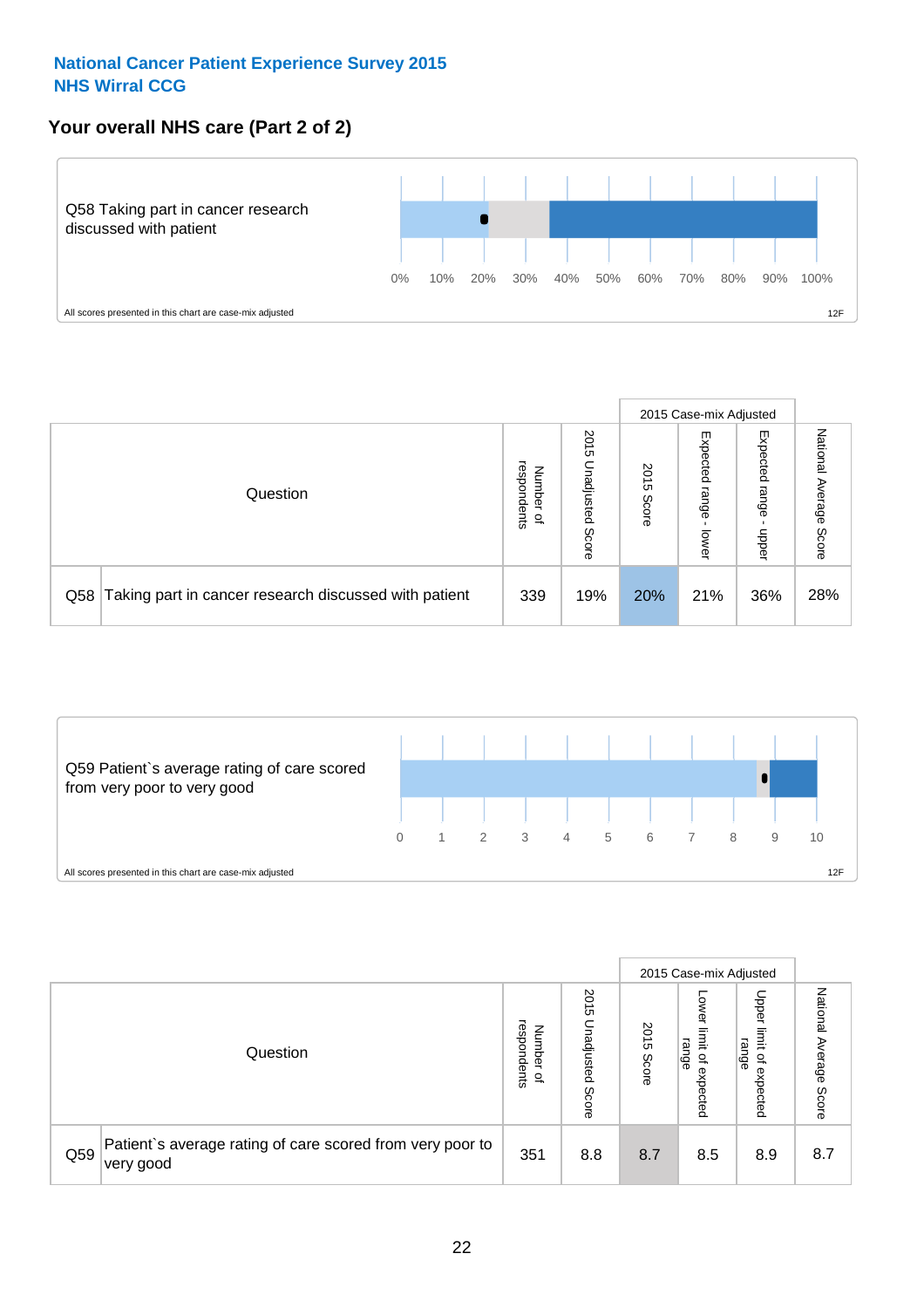National Cancer Patient Experience Survey 2015
NHS Wirral CCG

## Your overall NHS care (Part 2 of 2)

Q58 Taking part in cancer research discussed with patient

0% 10% 20% 30% 40% 50% 60% 70% 80% 90% 100%

All scores presented in this chart are case-mix adjusted

12F

| Question | | Number of respondents | 2015 Unadjusted Score | 2015 Case-mix Adjusted: 2015 Score | 2015 Case-mix Adjusted: Expected range - lower | 2015 Case-mix Adjusted: Expected range - upper | National Average Score |
|---|---|---|---|---|---|---|---|
| Q58 | Taking part in cancer research discussed with patient | 339 | 19% | 20% | 21% | 36% | 28% |

Q59 Patient`s average rating of care scored from very poor to very good

0 1 2 3 4 5 6 7 8 9 10

All scores presented in this chart are case-mix adjusted

12F

| Question | | Number of respondents | 2015 Unadjusted Score | 2015 Case-mix Adjusted: 2015 Score | 2015 Case-mix Adjusted: Lower limit of expected range | 2015 Case-mix Adjusted: Upper limit of expected range | National Average Score |
|---|---|---|---|---|---|---|---|
| Q59 | Patient`s average rating of care scored from very poor to very good | 351 | 8.8 | 8.7 | 8.5 | 8.9 | 8.7 |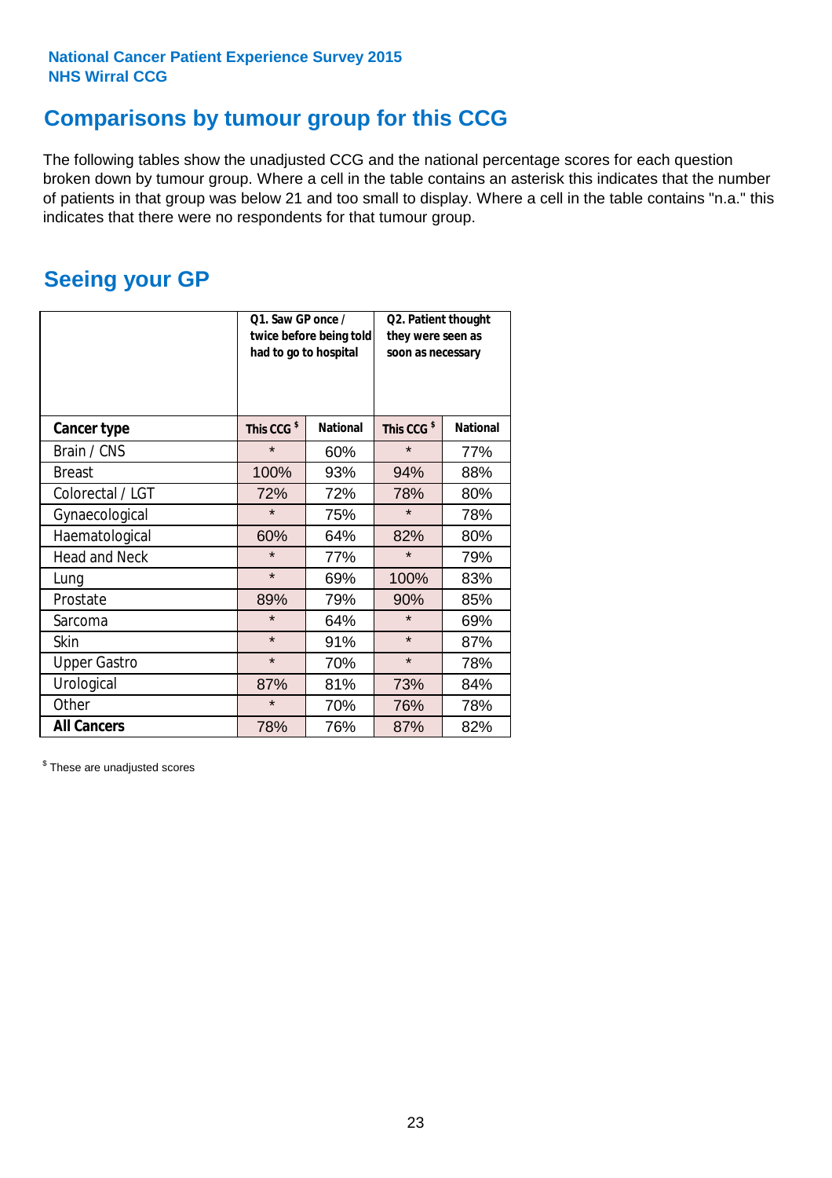National Cancer Patient Experience Survey 2015
NHS Wirral CCG

## Comparisons by tumour group for this CCG

The following tables show the unadjusted CCG and the national percentage scores for each question broken down by tumour group. Where a cell in the table contains an asterisk this indicates that the number of patients in that group was below 21 and too small to display. Where a cell in the table contains "n.a." this indicates that there were no respondents for that tumour group.

## Seeing your GP

| | Q1. Saw GP once / twice before being told had to go to hospital | | Q2. Patient thought they were seen as soon as necessary | |
|---|---|---|---|---|
| **Cancer type** | This CCG $ | National | This CCG $ | National |
| Brain / CNS | * | 60% | * | 77% |
| Breast | 100% | 93% | 94% | 88% |
| Colorectal / LGT | 72% | 72% | 78% | 80% |
| Gynaecological | * | 75% | * | 78% |
| Haematological | 60% | 64% | 82% | 80% |
| Head and Neck | * | 77% | * | 79% |
| Lung | * | 69% | 100% | 83% |
| Prostate | 89% | 79% | 90% | 85% |
| Sarcoma | * | 64% | * | 69% |
| Skin | * | 91% | * | 87% |
| Upper Gastro | * | 70% | * | 78% |
| Urological | 87% | 81% | 73% | 84% |
| Other | * | 70% | 76% | 78% |
| **All Cancers** | 78% | 76% | 87% | 82% |

$ These are unadjusted scores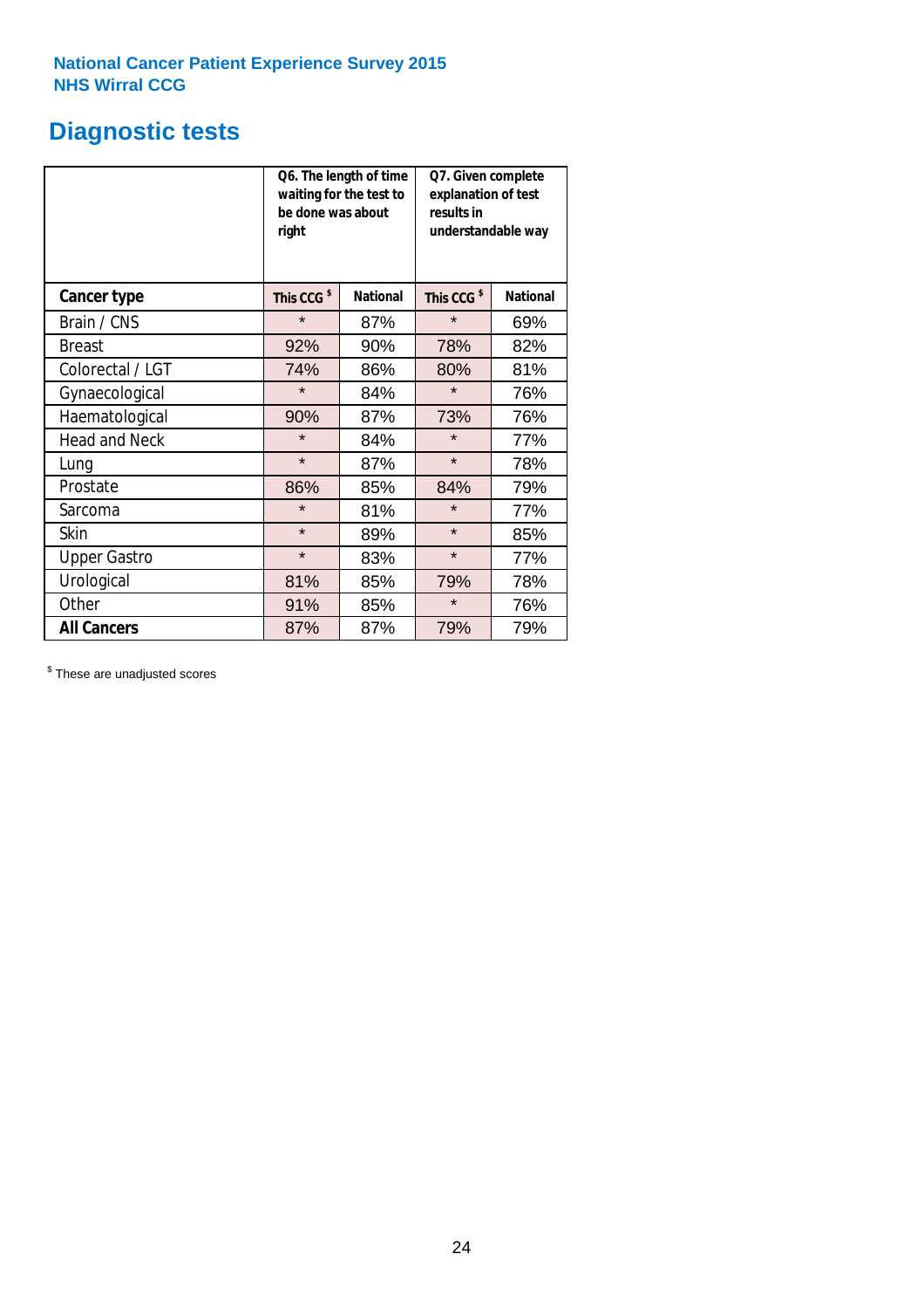National Cancer Patient Experience Survey 2015
NHS Wirral CCG

# Diagnostic tests

| | Q6. The length of time waiting for the test to be done was about right | | Q7. Given complete explanation of test results in understandable way | |
|---|---|---|---|---|
| **Cancer type** | **This CCG $** | **National** | **This CCG $** | **National** |
| Brain / CNS | * | 87% | * | 69% |
| Breast | 92% | 90% | 78% | 82% |
| Colorectal / LGT | 74% | 86% | 80% | 81% |
| Gynaecological | * | 84% | * | 76% |
| Haematological | 90% | 87% | 73% | 76% |
| Head and Neck | * | 84% | * | 77% |
| Lung | * | 87% | * | 78% |
| Prostate | 86% | 85% | 84% | 79% |
| Sarcoma | * | 81% | * | 77% |
| Skin | * | 89% | * | 85% |
| Upper Gastro | * | 83% | * | 77% |
| Urological | 81% | 85% | 79% | 78% |
| Other | 91% | 85% | * | 76% |
| **All Cancers** | 87% | 87% | 79% | 79% |

$ These are unadjusted scores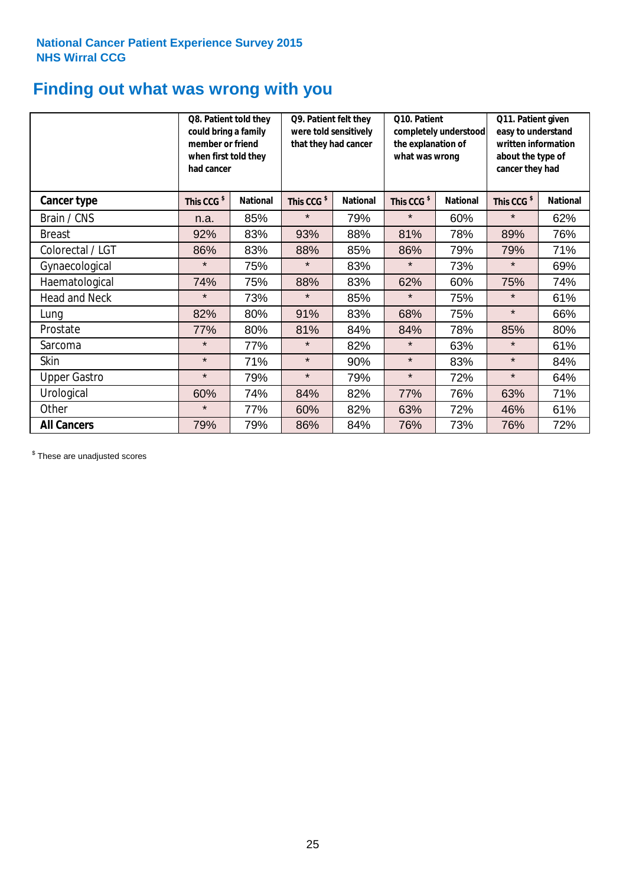National Cancer Patient Experience Survey 2015
NHS Wirral CCG

# Finding out what was wrong with you

| | Q8. Patient told they could bring a family member or friend when first told they had cancer | | Q9. Patient felt they were told sensitively that they had cancer | | Q10. Patient completely understood the explanation of what was wrong | | Q11. Patient given easy to understand written information about the type of cancer they had | |
|---|---|---|---|---|---|---|---|---|
| **Cancer type** | **This CCG $** | **National** | **This CCG $** | **National** | **This CCG $** | **National** | **This CCG $** | **National** |
| Brain / CNS | n.a. | 85% | * | 79% | * | 60% | * | 62% |
| Breast | 92% | 83% | 93% | 88% | 81% | 78% | 89% | 76% |
| Colorectal / LGT | 86% | 83% | 88% | 85% | 86% | 79% | 79% | 71% |
| Gynaecological | * | 75% | * | 83% | * | 73% | * | 69% |
| Haematological | 74% | 75% | 88% | 83% | 62% | 60% | 75% | 74% |
| Head and Neck | * | 73% | * | 85% | * | 75% | * | 61% |
| Lung | 82% | 80% | 91% | 83% | 68% | 75% | * | 66% |
| Prostate | 77% | 80% | 81% | 84% | 84% | 78% | 85% | 80% |
| Sarcoma | * | 77% | * | 82% | * | 63% | * | 61% |
| Skin | * | 71% | * | 90% | * | 83% | * | 84% |
| Upper Gastro | * | 79% | * | 79% | * | 72% | * | 64% |
| Urological | 60% | 74% | 84% | 82% | 77% | 76% | 63% | 71% |
| Other | * | 77% | 60% | 82% | 63% | 72% | 46% | 61% |
| **All Cancers** | 79% | 79% | 86% | 84% | 76% | 73% | 76% | 72% |

$ These are unadjusted scores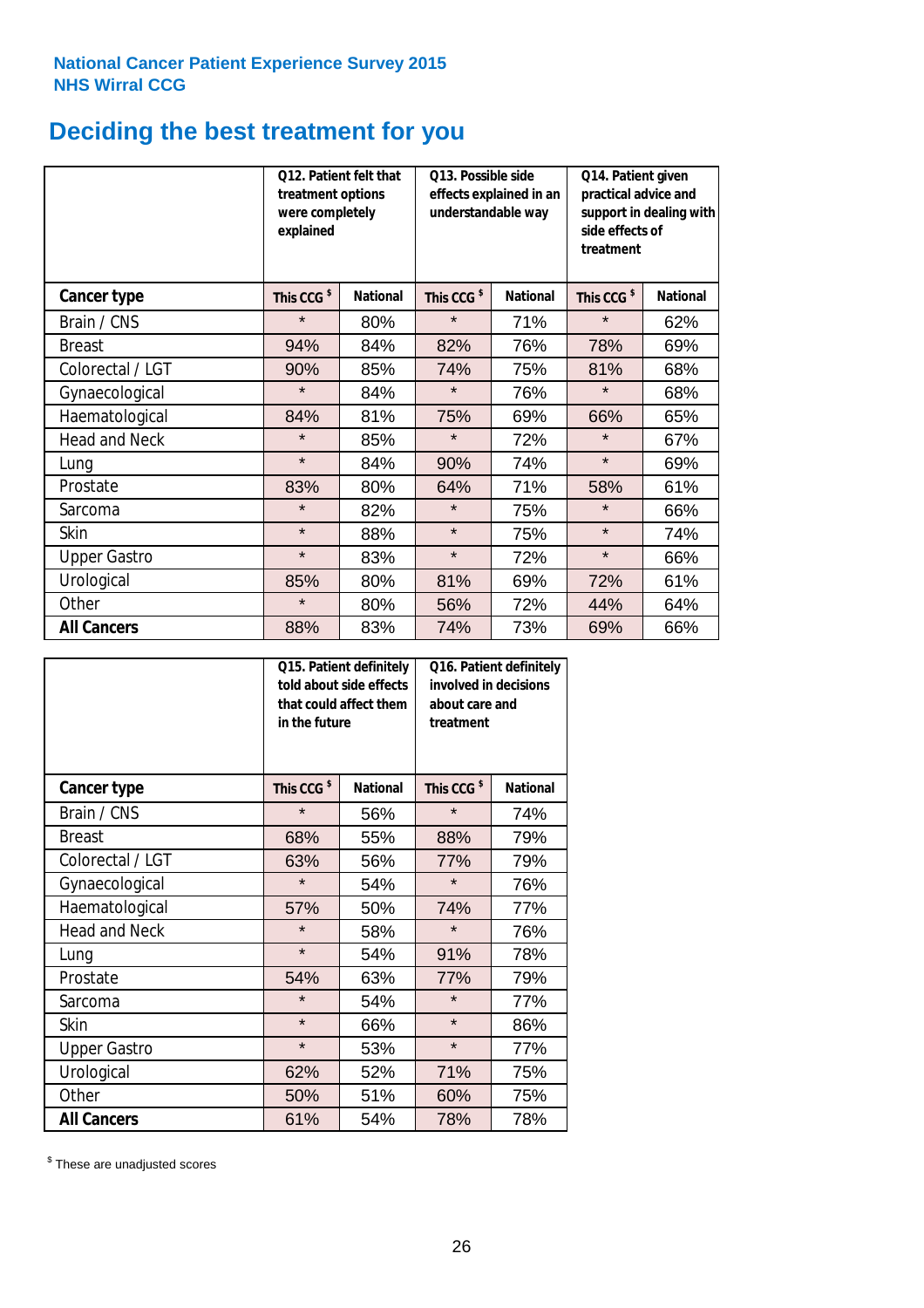National Cancer Patient Experience Survey 2015
NHS Wirral CCG

# Deciding the best treatment for you

| | Q12. Patient felt that treatment options were completely explained | | Q13. Possible side effects explained in an understandable way | | Q14. Patient given practical advice and support in dealing with side effects of treatment | |
|---|---|---|---|---|---|---|
| **Cancer type** | This CCG $ | National | This CCG $ | National | This CCG $ | National |
| Brain / CNS | * | 80% | * | 71% | * | 62% |
| Breast | 94% | 84% | 82% | 76% | 78% | 69% |
| Colorectal / LGT | 90% | 85% | 74% | 75% | 81% | 68% |
| Gynaecological | * | 84% | * | 76% | * | 68% |
| Haematological | 84% | 81% | 75% | 69% | 66% | 65% |
| Head and Neck | * | 85% | * | 72% | * | 67% |
| Lung | * | 84% | 90% | 74% | * | 69% |
| Prostate | 83% | 80% | 64% | 71% | 58% | 61% |
| Sarcoma | * | 82% | * | 75% | * | 66% |
| Skin | * | 88% | * | 75% | * | 74% |
| Upper Gastro | * | 83% | * | 72% | * | 66% |
| Urological | 85% | 80% | 81% | 69% | 72% | 61% |
| Other | * | 80% | 56% | 72% | 44% | 64% |
| **All Cancers** | 88% | 83% | 74% | 73% | 69% | 66% |

| | Q15. Patient definitely told about side effects that could affect them in the future | | Q16. Patient definitely involved in decisions about care and treatment | |
|---|---|---|---|---|
| **Cancer type** | This CCG $ | National | This CCG $ | National |
| Brain / CNS | * | 56% | * | 74% |
| Breast | 68% | 55% | 88% | 79% |
| Colorectal / LGT | 63% | 56% | 77% | 79% |
| Gynaecological | * | 54% | * | 76% |
| Haematological | 57% | 50% | 74% | 77% |
| Head and Neck | * | 58% | * | 76% |
| Lung | * | 54% | 91% | 78% |
| Prostate | 54% | 63% | 77% | 79% |
| Sarcoma | * | 54% | * | 77% |
| Skin | * | 66% | * | 86% |
| Upper Gastro | * | 53% | * | 77% |
| Urological | 62% | 52% | 71% | 75% |
| Other | 50% | 51% | 60% | 75% |
| **All Cancers** | 61% | 54% | 78% | 78% |

$ These are unadjusted scores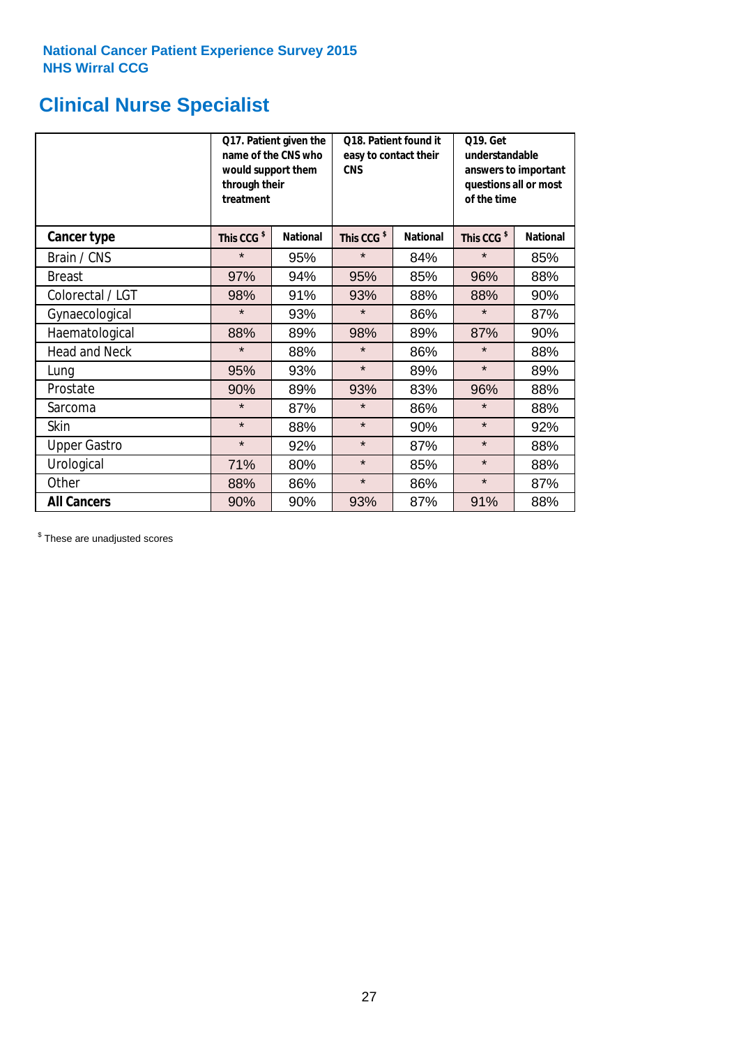National Cancer Patient Experience Survey 2015
NHS Wirral CCG

# Clinical Nurse Specialist

| | Q17. Patient given the name of the CNS who would support them through their treatment | | Q18. Patient found it easy to contact their CNS | | Q19. Get understandable answers to important questions all or most of the time | |
|---|---|---|---|---|---|---|
| **Cancer type** | This CCG $ | National | This CCG $ | National | This CCG $ | National |
| Brain / CNS | * | 95% | * | 84% | * | 85% |
| Breast | 97% | 94% | 95% | 85% | 96% | 88% |
| Colorectal / LGT | 98% | 91% | 93% | 88% | 88% | 90% |
| Gynaecological | * | 93% | * | 86% | * | 87% |
| Haematological | 88% | 89% | 98% | 89% | 87% | 90% |
| Head and Neck | * | 88% | * | 86% | * | 88% |
| Lung | 95% | 93% | * | 89% | * | 89% |
| Prostate | 90% | 89% | 93% | 83% | 96% | 88% |
| Sarcoma | * | 87% | * | 86% | * | 88% |
| Skin | * | 88% | * | 90% | * | 92% |
| Upper Gastro | * | 92% | * | 87% | * | 88% |
| Urological | 71% | 80% | * | 85% | * | 88% |
| Other | 88% | 86% | * | 86% | * | 87% |
| **All Cancers** | 90% | 90% | 93% | 87% | 91% | 88% |

$ These are unadjusted scores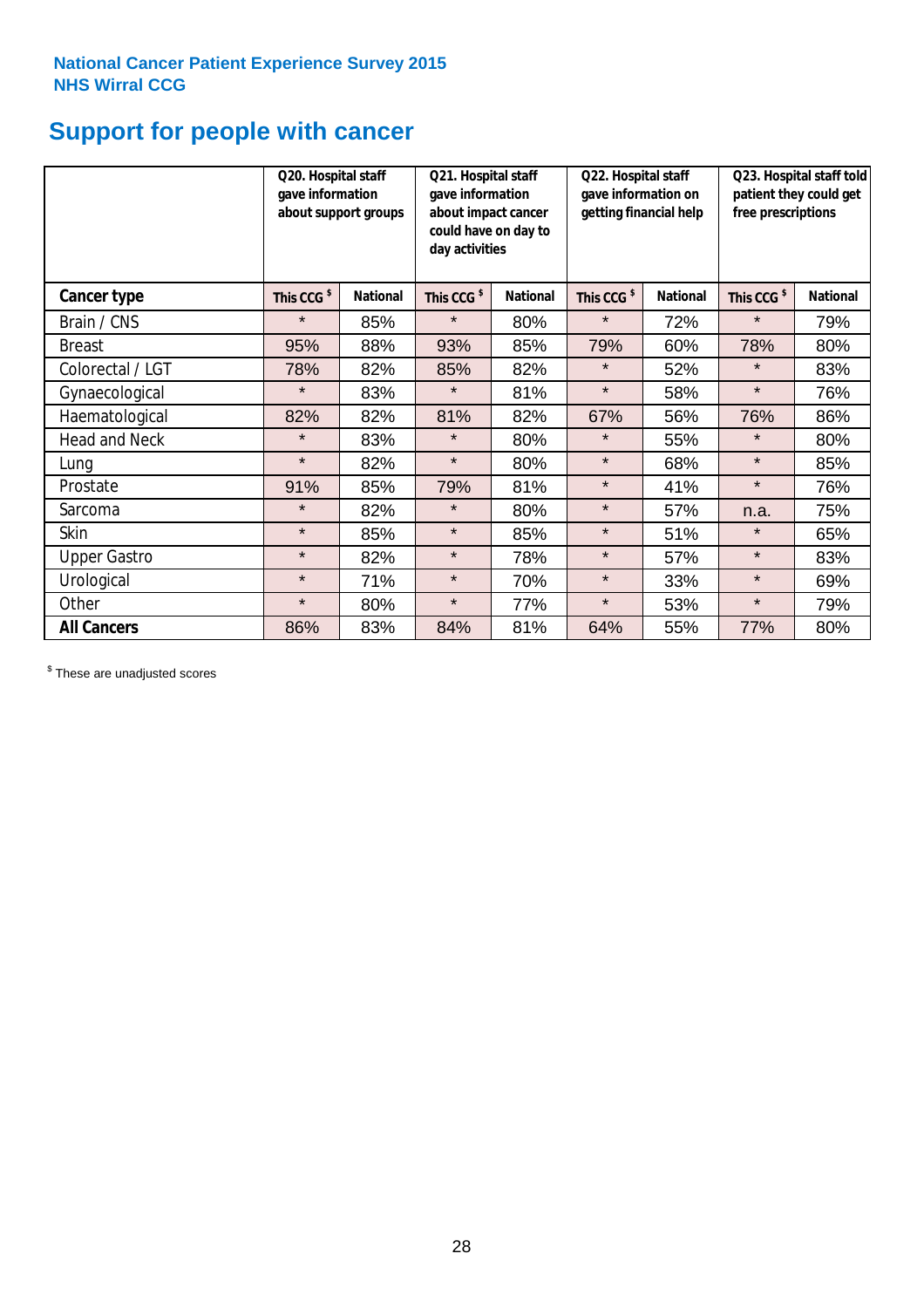National Cancer Patient Experience Survey 2015
NHS Wirral CCG

# Support for people with cancer

| | Q20. Hospital staff gave information about support groups | | Q21. Hospital staff gave information about impact cancer could have on day to day activities | | Q22. Hospital staff gave information on getting financial help | | Q23. Hospital staff told patient they could get free prescriptions | |
|---|---|---|---|---|---|---|---|---|
| **Cancer type** | This CCG $ | National | This CCG $ | National | This CCG $ | National | This CCG $ | National |
| Brain / CNS | * | 85% | * | 80% | * | 72% | * | 79% |
| Breast | 95% | 88% | 93% | 85% | 79% | 60% | 78% | 80% |
| Colorectal / LGT | 78% | 82% | 85% | 82% | * | 52% | * | 83% |
| Gynaecological | * | 83% | * | 81% | * | 58% | * | 76% |
| Haematological | 82% | 82% | 81% | 82% | 67% | 56% | 76% | 86% |
| Head and Neck | * | 83% | * | 80% | * | 55% | * | 80% |
| Lung | * | 82% | * | 80% | * | 68% | * | 85% |
| Prostate | 91% | 85% | 79% | 81% | * | 41% | * | 76% |
| Sarcoma | * | 82% | * | 80% | * | 57% | n.a. | 75% |
| Skin | * | 85% | * | 85% | * | 51% | * | 65% |
| Upper Gastro | * | 82% | * | 78% | * | 57% | * | 83% |
| Urological | * | 71% | * | 70% | * | 33% | * | 69% |
| Other | * | 80% | * | 77% | * | 53% | * | 79% |
| **All Cancers** | 86% | 83% | 84% | 81% | 64% | 55% | 77% | 80% |

$ These are unadjusted scores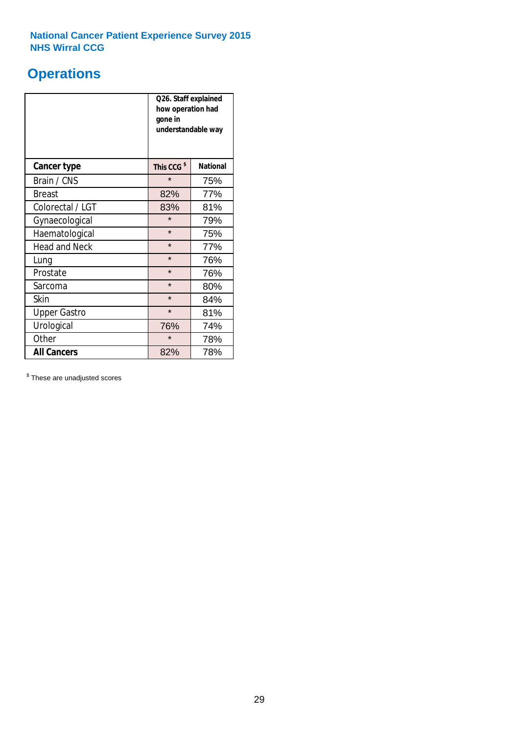National Cancer Patient Experience Survey 2015
NHS Wirral CCG

# Operations

| | Q26. Staff explained how operation had gone in understandable way | |
|---|---|---|
| **Cancer type** | This CCG [$] | National |
| Brain / CNS | * | 75% |
| Breast | 82% | 77% |
| Colorectal / LGT | 83% | 81% |
| Gynaecological | * | 79% |
| Haematological | * | 75% |
| Head and Neck | * | 77% |
| Lung | * | 76% |
| Prostate | * | 76% |
| Sarcoma | * | 80% |
| Skin | * | 84% |
| Upper Gastro | * | 81% |
| Urological | 76% | 74% |
| Other | * | 78% |
| **All Cancers** | 82% | 78% |

[$] These are unadjusted scores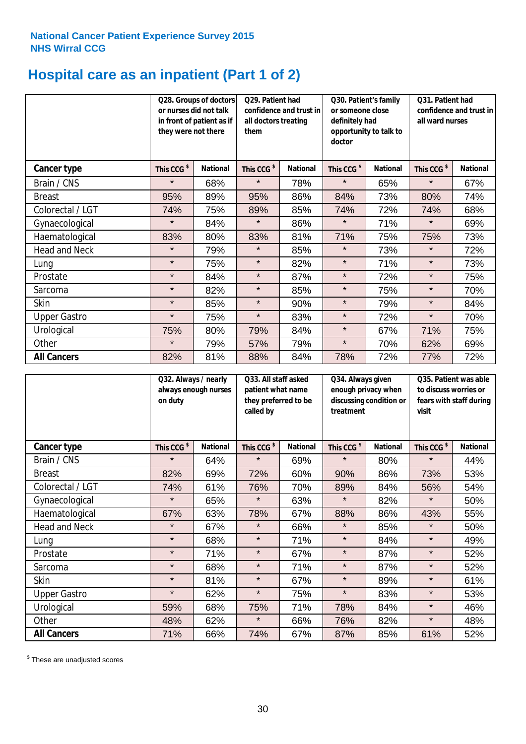**National Cancer Patient Experience Survey 2015**
**NHS Wirral CCG**

# Hospital care as an inpatient (Part 1 of 2)

| | Q28. Groups of doctors or nurses did not talk in front of patient as if they were not there | | Q29. Patient had confidence and trust in all doctors treating them | | Q30. Patient's family or someone close definitely had opportunity to talk to doctor | | Q31. Patient had confidence and trust in all ward nurses | |
|---|---|---|---|---|---|---|---|---|
| **Cancer type** | **This CCG $** | **National** | **This CCG $** | **National** | **This CCG $** | **National** | **This CCG $** | **National** |
| Brain / CNS | * | 68% | * | 78% | * | 65% | * | 67% |
| Breast | 95% | 89% | 95% | 86% | 84% | 73% | 80% | 74% |
| Colorectal / LGT | 74% | 75% | 89% | 85% | 74% | 72% | 74% | 68% |
| Gynaecological | * | 84% | * | 86% | * | 71% | * | 69% |
| Haematological | 83% | 80% | 83% | 81% | 71% | 75% | 75% | 73% |
| Head and Neck | * | 79% | * | 85% | * | 73% | * | 72% |
| Lung | * | 75% | * | 82% | * | 71% | * | 73% |
| Prostate | * | 84% | * | 87% | * | 72% | * | 75% |
| Sarcoma | * | 82% | * | 85% | * | 75% | * | 70% |
| Skin | * | 85% | * | 90% | * | 79% | * | 84% |
| Upper Gastro | * | 75% | * | 83% | * | 72% | * | 70% |
| Urological | 75% | 80% | 79% | 84% | * | 67% | 71% | 75% |
| Other | * | 79% | 57% | 79% | * | 70% | 62% | 69% |
| **All Cancers** | 82% | 81% | 88% | 84% | 78% | 72% | 77% | 72% |

| | Q32. Always / nearly always enough nurses on duty | | Q33. All staff asked patient what name they preferred to be called by | | Q34. Always given enough privacy when discussing condition or treatment | | Q35. Patient was able to discuss worries or fears with staff during visit | |
|---|---|---|---|---|---|---|---|---|
| **Cancer type** | **This CCG $** | **National** | **This CCG $** | **National** | **This CCG $** | **National** | **This CCG $** | **National** |
| Brain / CNS | * | 64% | * | 69% | * | 80% | * | 44% |
| Breast | 82% | 69% | 72% | 60% | 90% | 86% | 73% | 53% |
| Colorectal / LGT | 74% | 61% | 76% | 70% | 89% | 84% | 56% | 54% |
| Gynaecological | * | 65% | * | 63% | * | 82% | * | 50% |
| Haematological | 67% | 63% | 78% | 67% | 88% | 86% | 43% | 55% |
| Head and Neck | * | 67% | * | 66% | * | 85% | * | 50% |
| Lung | * | 68% | * | 71% | * | 84% | * | 49% |
| Prostate | * | 71% | * | 67% | * | 87% | * | 52% |
| Sarcoma | * | 68% | * | 71% | * | 87% | * | 52% |
| Skin | * | 81% | * | 67% | * | 89% | * | 61% |
| Upper Gastro | * | 62% | * | 75% | * | 83% | * | 53% |
| Urological | 59% | 68% | 75% | 71% | 78% | 84% | * | 46% |
| Other | 48% | 62% | * | 66% | 76% | 82% | * | 48% |
| **All Cancers** | 71% | 66% | 74% | 67% | 87% | 85% | 61% | 52% |

$ These are unadjusted scores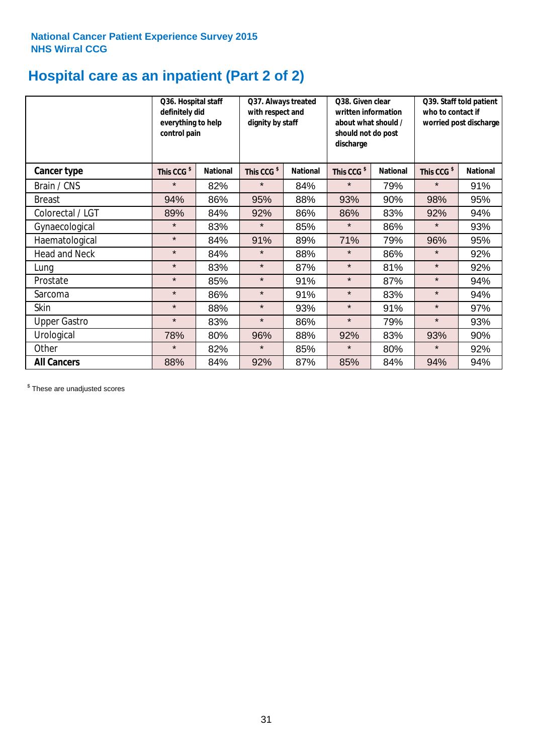National Cancer Patient Experience Survey 2015
NHS Wirral CCG

# Hospital care as an inpatient (Part 2 of 2)

| | Q36. Hospital staff definitely did everything to help control pain | | Q37. Always treated with respect and dignity by staff | | Q38. Given clear written information about what should / should not do post discharge | | Q39. Staff told patient who to contact if worried post discharge | |
|---|---|---|---|---|---|---|---|---|
| **Cancer type** | This CCG $ | National | This CCG $ | National | This CCG $ | National | This CCG $ | National |
| Brain / CNS | * | 82% | * | 84% | * | 79% | * | 91% |
| Breast | 94% | 86% | 95% | 88% | 93% | 90% | 98% | 95% |
| Colorectal / LGT | 89% | 84% | 92% | 86% | 86% | 83% | 92% | 94% |
| Gynaecological | * | 83% | * | 85% | * | 86% | * | 93% |
| Haematological | * | 84% | 91% | 89% | 71% | 79% | 96% | 95% |
| Head and Neck | * | 84% | * | 88% | * | 86% | * | 92% |
| Lung | * | 83% | * | 87% | * | 81% | * | 92% |
| Prostate | * | 85% | * | 91% | * | 87% | * | 94% |
| Sarcoma | * | 86% | * | 91% | * | 83% | * | 94% |
| Skin | * | 88% | * | 93% | * | 91% | * | 97% |
| Upper Gastro | * | 83% | * | 86% | * | 79% | * | 93% |
| Urological | 78% | 80% | 96% | 88% | 92% | 83% | 93% | 90% |
| Other | * | 82% | * | 85% | * | 80% | * | 92% |
| **All Cancers** | 88% | 84% | 92% | 87% | 85% | 84% | 94% | 94% |

$ These are unadjusted scores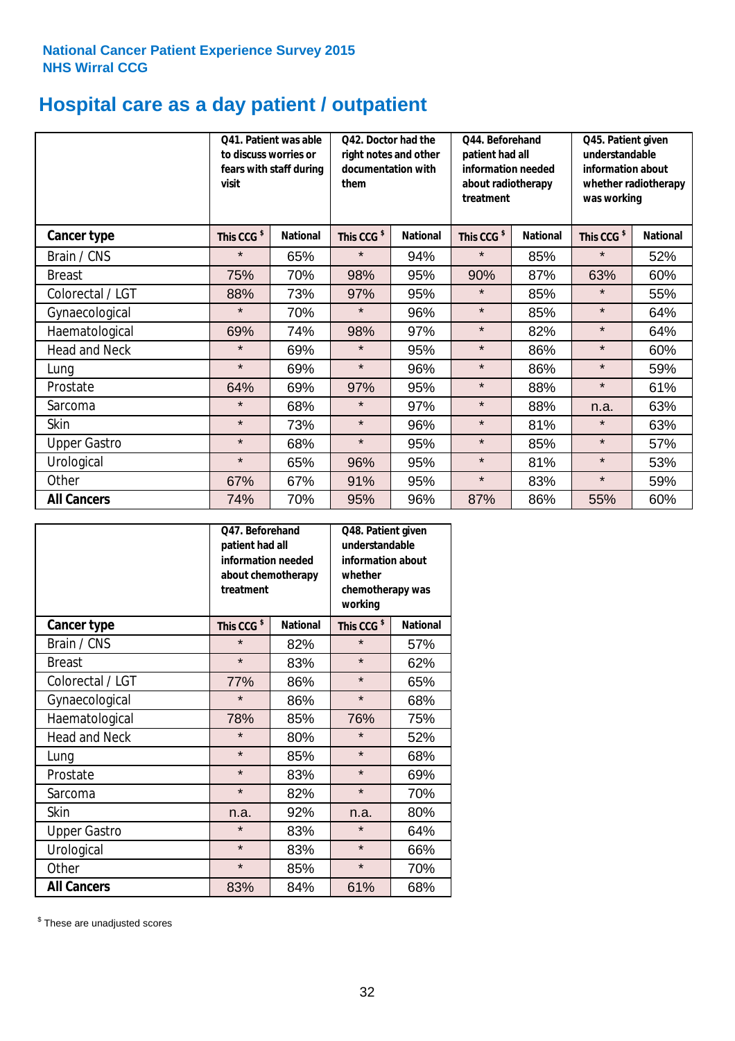National Cancer Patient Experience Survey 2015
NHS Wirral CCG

# Hospital care as a day patient / outpatient

| | Q41. Patient was able to discuss worries or fears with staff during visit | | Q42. Doctor had the right notes and other documentation with them | | Q44. Beforehand patient had all information needed about radiotherapy treatment | | Q45. Patient given understandable information about whether radiotherapy was working | |
|---|---|---|---|---|---|---|---|---|
| **Cancer type** | **This CCG $** | **National** | **This CCG $** | **National** | **This CCG $** | **National** | **This CCG $** | **National** |
| Brain / CNS | * | 65% | * | 94% | * | 85% | * | 52% |
| Breast | 75% | 70% | 98% | 95% | 90% | 87% | 63% | 60% |
| Colorectal / LGT | 88% | 73% | 97% | 95% | * | 85% | * | 55% |
| Gynaecological | * | 70% | * | 96% | * | 85% | * | 64% |
| Haematological | 69% | 74% | 98% | 97% | * | 82% | * | 64% |
| Head and Neck | * | 69% | * | 95% | * | 86% | * | 60% |
| Lung | * | 69% | * | 96% | * | 86% | * | 59% |
| Prostate | 64% | 69% | 97% | 95% | * | 88% | * | 61% |
| Sarcoma | * | 68% | * | 97% | * | 88% | n.a. | 63% |
| Skin | * | 73% | * | 96% | * | 81% | * | 63% |
| Upper Gastro | * | 68% | * | 95% | * | 85% | * | 57% |
| Urological | * | 65% | 96% | 95% | * | 81% | * | 53% |
| Other | 67% | 67% | 91% | 95% | * | 83% | * | 59% |
| **All Cancers** | 74% | 70% | 95% | 96% | 87% | 86% | 55% | 60% |

| | Q47. Beforehand patient had all information needed about chemotherapy treatment | | Q48. Patient given understandable information about whether chemotherapy was working | |
|---|---|---|---|---|
| **Cancer type** | **This CCG $** | **National** | **This CCG $** | **National** |
| Brain / CNS | * | 82% | * | 57% |
| Breast | * | 83% | * | 62% |
| Colorectal / LGT | 77% | 86% | * | 65% |
| Gynaecological | * | 86% | * | 68% |
| Haematological | 78% | 85% | 76% | 75% |
| Head and Neck | * | 80% | * | 52% |
| Lung | * | 85% | * | 68% |
| Prostate | * | 83% | * | 69% |
| Sarcoma | * | 82% | * | 70% |
| Skin | n.a. | 92% | n.a. | 80% |
| Upper Gastro | * | 83% | * | 64% |
| Urological | * | 83% | * | 66% |
| Other | * | 85% | * | 70% |
| **All Cancers** | 83% | 84% | 61% | 68% |

$ These are unadjusted scores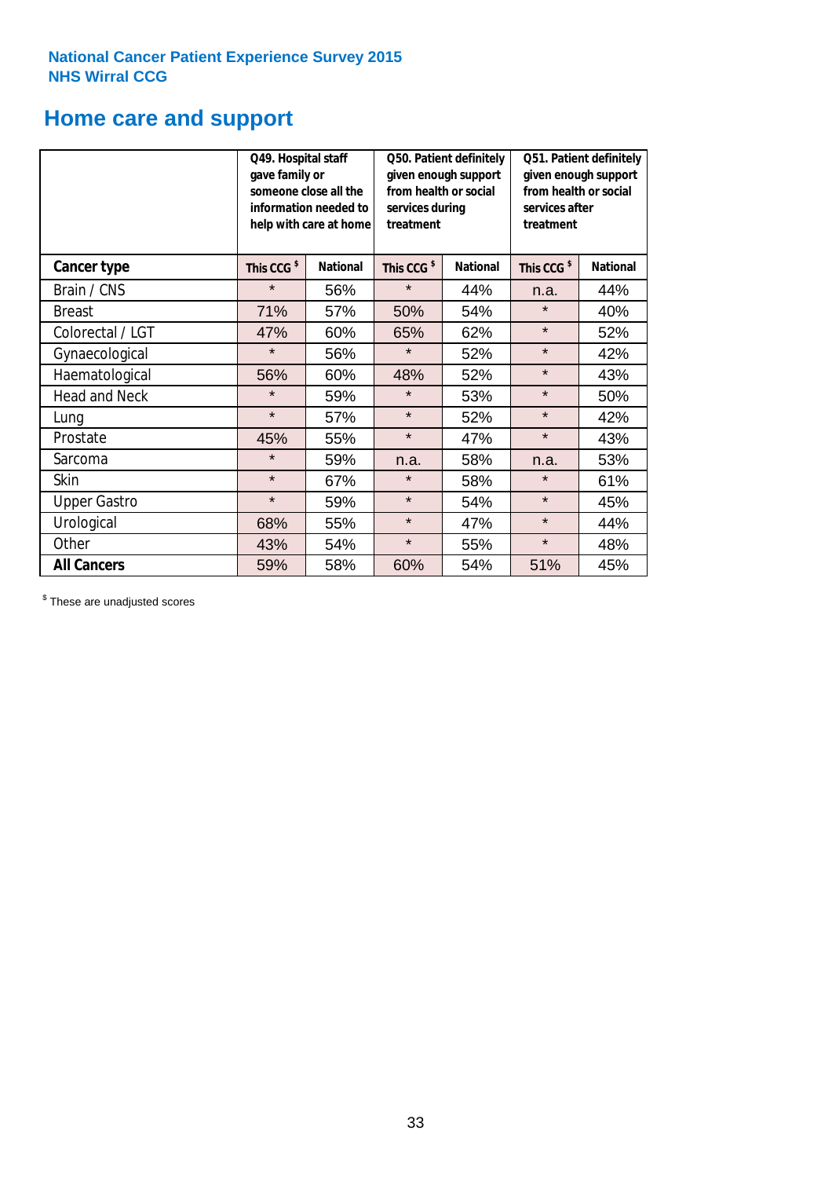National Cancer Patient Experience Survey 2015
NHS Wirral CCG

# Home care and support

| | Q49. Hospital staff gave family or someone close all the information needed to help with care at home | | Q50. Patient definitely given enough support from health or social services during treatment | | Q51. Patient definitely given enough support from health or social services after treatment | |
|---|---|---|---|---|---|---|
| **Cancer type** | This CCG $ | National | This CCG $ | National | This CCG $ | National |
| Brain / CNS | * | 56% | * | 44% | n.a. | 44% |
| Breast | 71% | 57% | 50% | 54% | * | 40% |
| Colorectal / LGT | 47% | 60% | 65% | 62% | * | 52% |
| Gynaecological | * | 56% | * | 52% | * | 42% |
| Haematological | 56% | 60% | 48% | 52% | * | 43% |
| Head and Neck | * | 59% | * | 53% | * | 50% |
| Lung | * | 57% | * | 52% | * | 42% |
| Prostate | 45% | 55% | * | 47% | * | 43% |
| Sarcoma | * | 59% | n.a. | 58% | n.a. | 53% |
| Skin | * | 67% | * | 58% | * | 61% |
| Upper Gastro | * | 59% | * | 54% | * | 45% |
| Urological | 68% | 55% | * | 47% | * | 44% |
| Other | 43% | 54% | * | 55% | * | 48% |
| **All Cancers** | 59% | 58% | 60% | 54% | 51% | 45% |

$ These are unadjusted scores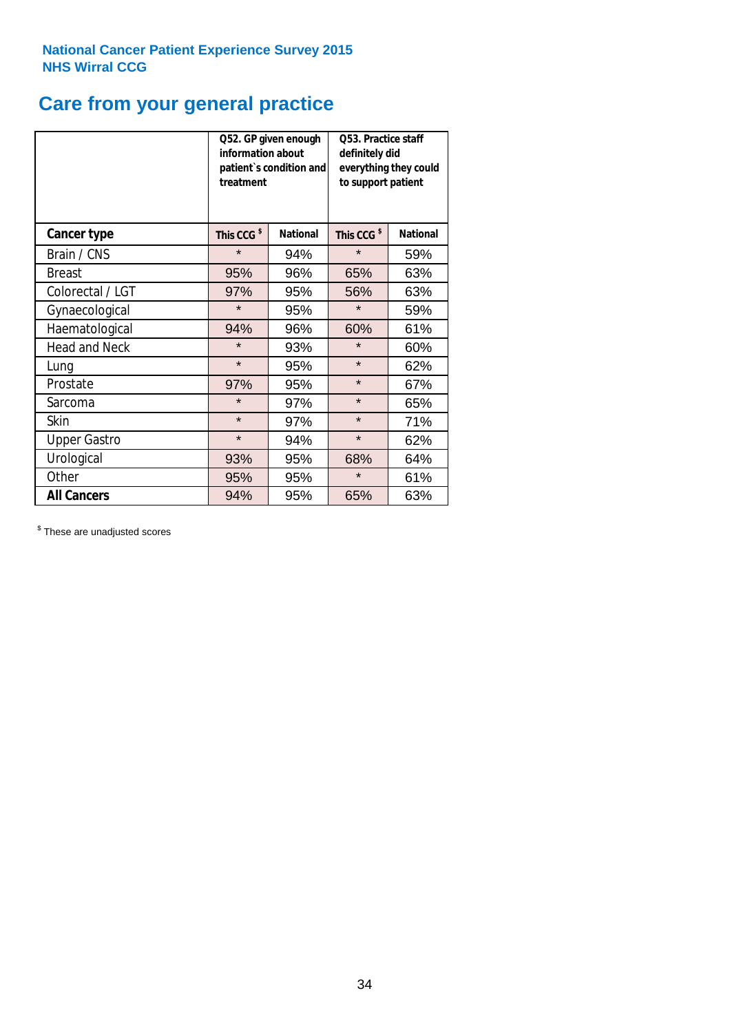National Cancer Patient Experience Survey 2015
NHS Wirral CCG

## Care from your general practice

| | Q52. GP given enough information about patient`s condition and treatment | | Q53. Practice staff definitely did everything they could to support patient | |
|---|---|---|---|---|
| **Cancer type** | **This CCG $** | **National** | **This CCG $** | **National** |
| Brain / CNS | * | 94% | * | 59% |
| Breast | 95% | 96% | 65% | 63% |
| Colorectal / LGT | 97% | 95% | 56% | 63% |
| Gynaecological | * | 95% | * | 59% |
| Haematological | 94% | 96% | 60% | 61% |
| Head and Neck | * | 93% | * | 60% |
| Lung | * | 95% | * | 62% |
| Prostate | 97% | 95% | * | 67% |
| Sarcoma | * | 97% | * | 65% |
| Skin | * | 97% | * | 71% |
| Upper Gastro | * | 94% | * | 62% |
| Urological | 93% | 95% | 68% | 64% |
| Other | 95% | 95% | * | 61% |
| **All Cancers** | 94% | 95% | 65% | 63% |

$ These are unadjusted scores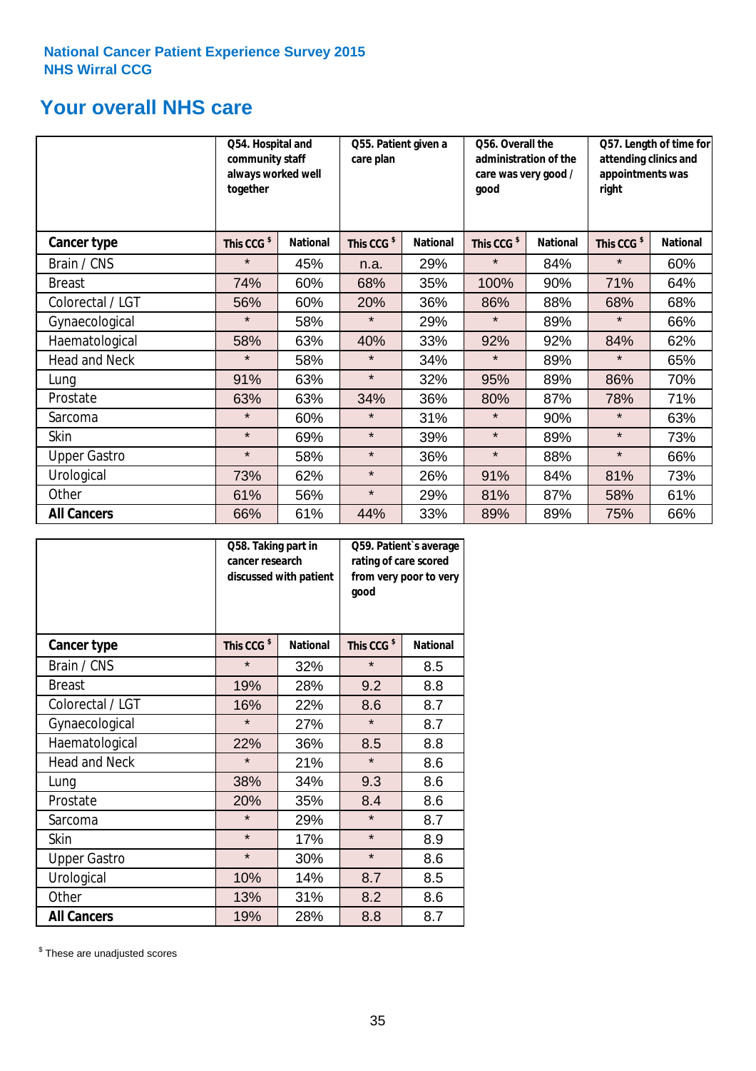**National Cancer Patient Experience Survey 2015**
**NHS Wirral CCG**

# Your overall NHS care

| | Q54. Hospital and community staff always worked well together | | Q55. Patient given a care plan | | Q56. Overall the administration of the care was very good / good | | Q57. Length of time for attending clinics and appointments was right | |
|---|---|---|---|---|---|---|---|---|
| **Cancer type** | This CCG $ | National | This CCG $ | National | This CCG $ | National | This CCG $ | National |
| Brain / CNS | * | 45% | n.a. | 29% | * | 84% | * | 60% |
| Breast | 74% | 60% | 68% | 35% | 100% | 90% | 71% | 64% |
| Colorectal / LGT | 56% | 60% | 20% | 36% | 86% | 88% | 68% | 68% |
| Gynaecological | * | 58% | * | 29% | * | 89% | * | 66% |
| Haematological | 58% | 63% | 40% | 33% | 92% | 92% | 84% | 62% |
| Head and Neck | * | 58% | * | 34% | * | 89% | * | 65% |
| Lung | 91% | 63% | * | 32% | 95% | 89% | 86% | 70% |
| Prostate | 63% | 63% | 34% | 36% | 80% | 87% | 78% | 71% |
| Sarcoma | * | 60% | * | 31% | * | 90% | * | 63% |
| Skin | * | 69% | * | 39% | * | 89% | * | 73% |
| Upper Gastro | * | 58% | * | 36% | * | 88% | * | 66% |
| Urological | 73% | 62% | * | 26% | 91% | 84% | 81% | 73% |
| Other | 61% | 56% | * | 29% | 81% | 87% | 58% | 61% |
| **All Cancers** | 66% | 61% | 44% | 33% | 89% | 89% | 75% | 66% |

| | Q58. Taking part in cancer research discussed with patient | | Q59. Patient`s average rating of care scored from very poor to very good | |
|---|---|---|---|---|
| **Cancer type** | This CCG $ | National | This CCG $ | National |
| Brain / CNS | * | 32% | * | 8.5 |
| Breast | 19% | 28% | 9.2 | 8.8 |
| Colorectal / LGT | 16% | 22% | 8.6 | 8.7 |
| Gynaecological | * | 27% | * | 8.7 |
| Haematological | 22% | 36% | 8.5 | 8.8 |
| Head and Neck | * | 21% | * | 8.6 |
| Lung | 38% | 34% | 9.3 | 8.6 |
| Prostate | 20% | 35% | 8.4 | 8.6 |
| Sarcoma | * | 29% | * | 8.7 |
| Skin | * | 17% | * | 8.9 |
| Upper Gastro | * | 30% | * | 8.6 |
| Urological | 10% | 14% | 8.7 | 8.5 |
| Other | 13% | 31% | 8.2 | 8.6 |
| **All Cancers** | 19% | 28% | 8.8 | 8.7 |

$ These are unadjusted scores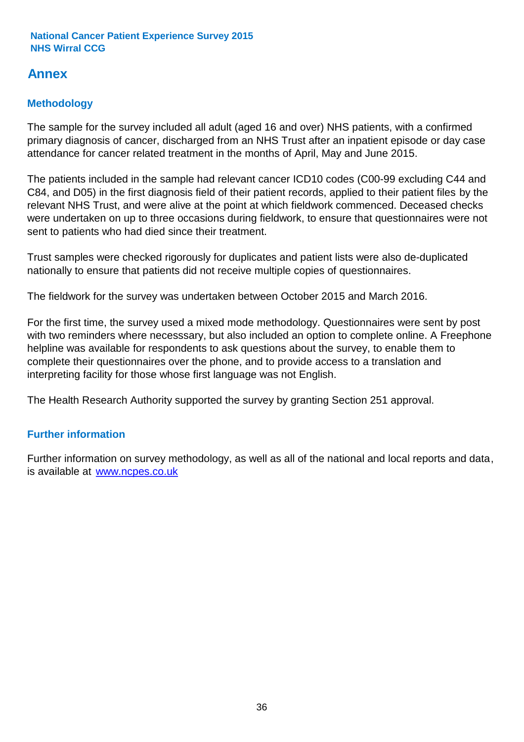## Annex

### Methodology

The sample for the survey included all adult (aged 16 and over) NHS patients, with a confirmed primary diagnosis of cancer, discharged from an NHS Trust after an inpatient episode or day case attendance for cancer related treatment in the months of April, May and June 2015.

The patients included in the sample had relevant cancer ICD10 codes (C00-99 excluding C44 and C84, and D05) in the first diagnosis field of their patient records, applied to their patient files by the relevant NHS Trust, and were alive at the point at which fieldwork commenced. Deceased checks were undertaken on up to three occasions during fieldwork, to ensure that questionnaires were not sent to patients who had died since their treatment.

Trust samples were checked rigorously for duplicates and patient lists were also de-duplicated nationally to ensure that patients did not receive multiple copies of questionnaires.

The fieldwork for the survey was undertaken between October 2015 and March 2016.

For the first time, the survey used a mixed mode methodology. Questionnaires were sent by post with two reminders where necesssary, but also included an option to complete online. A Freephone helpline was available for respondents to ask questions about the survey, to enable them to complete their questionnaires over the phone, and to provide access to a translation and interpreting facility for those whose first language was not English.

The Health Research Authority supported the survey by granting Section 251 approval.

### Further information

Further information on survey methodology, as well as all of the national and local reports and data, is available at [www.ncpes.co.uk](http://www.ncpes.co.uk)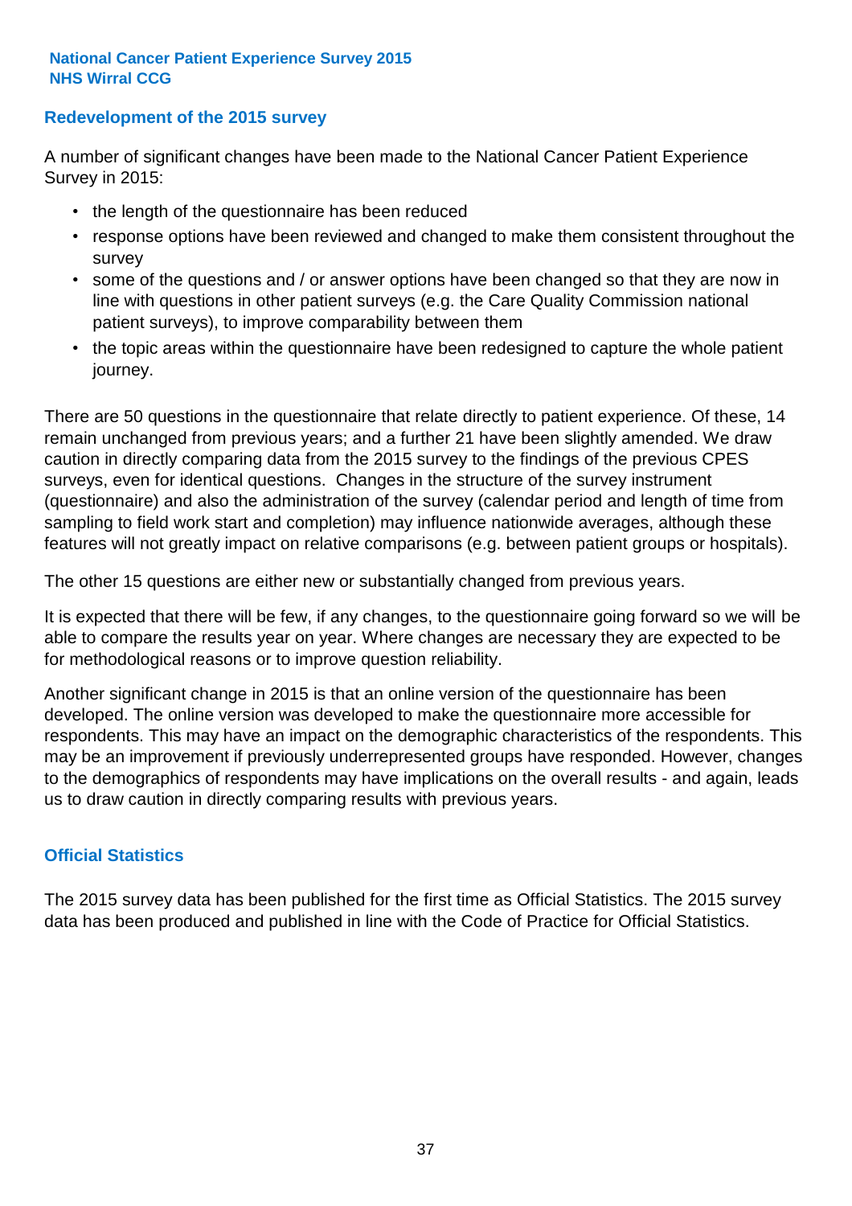## Redevelopment of the 2015 survey

A number of significant changes have been made to the National Cancer Patient Experience Survey in 2015:

- the length of the questionnaire has been reduced
- response options have been reviewed and changed to make them consistent throughout the survey
- some of the questions and / or answer options have been changed so that they are now in line with questions in other patient surveys (e.g. the Care Quality Commission national patient surveys), to improve comparability between them
- the topic areas within the questionnaire have been redesigned to capture the whole patient journey.

There are 50 questions in the questionnaire that relate directly to patient experience. Of these, 14 remain unchanged from previous years; and a further 21 have been slightly amended. We draw caution in directly comparing data from the 2015 survey to the findings of the previous CPES surveys, even for identical questions. Changes in the structure of the survey instrument (questionnaire) and also the administration of the survey (calendar period and length of time from sampling to field work start and completion) may influence nationwide averages, although these features will not greatly impact on relative comparisons (e.g. between patient groups or hospitals).

The other 15 questions are either new or substantially changed from previous years.

It is expected that there will be few, if any changes, to the questionnaire going forward so we will be able to compare the results year on year. Where changes are necessary they are expected to be for methodological reasons or to improve question reliability.

Another significant change in 2015 is that an online version of the questionnaire has been developed. The online version was developed to make the questionnaire more accessible for respondents. This may have an impact on the demographic characteristics of the respondents. This may be an improvement if previously underrepresented groups have responded. However, changes to the demographics of respondents may have implications on the overall results - and again, leads us to draw caution in directly comparing results with previous years.

## Official Statistics

The 2015 survey data has been published for the first time as Official Statistics. The 2015 survey data has been produced and published in line with the Code of Practice for Official Statistics.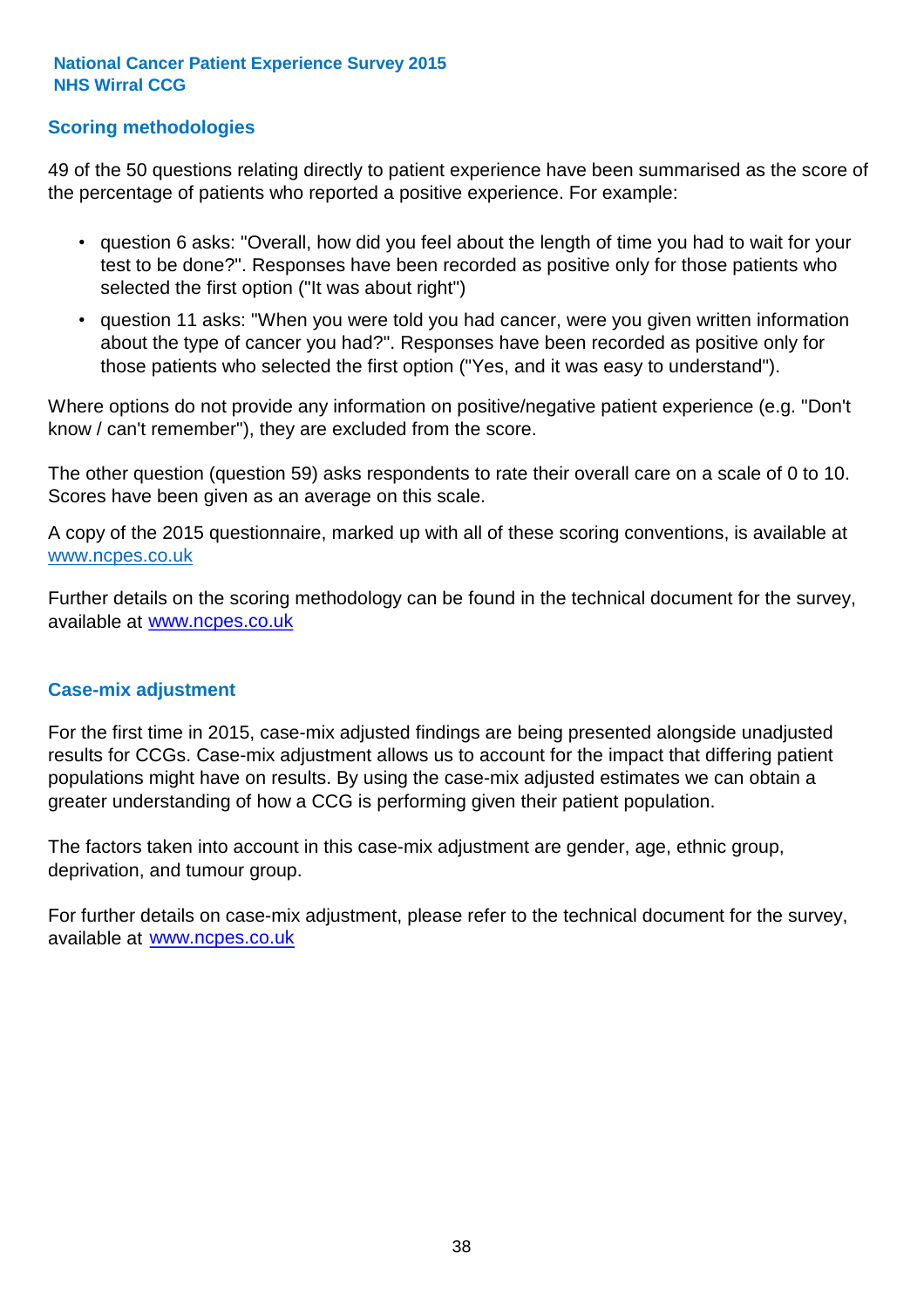## Scoring methodologies

49 of the 50 questions relating directly to patient experience have been summarised as the score of the percentage of patients who reported a positive experience. For example:

- question 6 asks: "Overall, how did you feel about the length of time you had to wait for your test to be done?". Responses have been recorded as positive only for those patients who selected the first option ("It was about right")
- question 11 asks: "When you were told you had cancer, were you given written information about the type of cancer you had?". Responses have been recorded as positive only for those patients who selected the first option ("Yes, and it was easy to understand").

Where options do not provide any information on positive/negative patient experience (e.g. "Don't know / can't remember"), they are excluded from the score.

The other question (question 59) asks respondents to rate their overall care on a scale of 0 to 10. Scores have been given as an average on this scale.

A copy of the 2015 questionnaire, marked up with all of these scoring conventions, is available at www.ncpes.co.uk

Further details on the scoring methodology can be found in the technical document for the survey, available at www.ncpes.co.uk

## Case-mix adjustment

For the first time in 2015, case-mix adjusted findings are being presented alongside unadjusted results for CCGs. Case-mix adjustment allows us to account for the impact that differing patient populations might have on results. By using the case-mix adjusted estimates we can obtain a greater understanding of how a CCG is performing given their patient population.

The factors taken into account in this case-mix adjustment are gender, age, ethnic group, deprivation, and tumour group.

For further details on case-mix adjustment, please refer to the technical document for the survey, available at www.ncpes.co.uk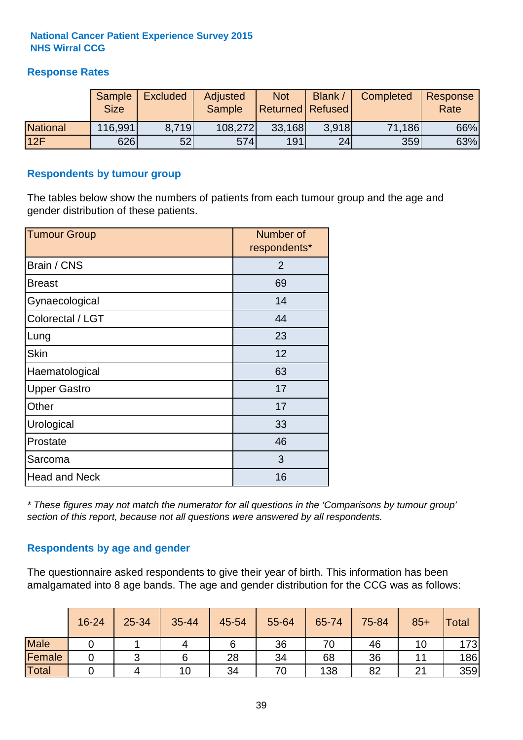**National Cancer Patient Experience Survey 2015**
**NHS Wirral CCG**

## Response Rates

| | Sample Size | Excluded | Adjusted Sample | Not Returned | Blank / Refused | Completed | Response Rate |
|---|---|---|---|---|---|---|---|
| National | 116,991 | 8,719 | 108,272 | 33,168 | 3,918 | 71,186 | 66% |
| 12F | 626 | 52 | 574 | 191 | 24 | 359 | 63% |

## Respondents by tumour group

The tables below show the numbers of patients from each tumour group and the age and gender distribution of these patients.

| Tumour Group | Number of respondents* |
|---|---|
| Brain / CNS | 2 |
| Breast | 69 |
| Gynaecological | 14 |
| Colorectal / LGT | 44 |
| Lung | 23 |
| Skin | 12 |
| Haematological | 63 |
| Upper Gastro | 17 |
| Other | 17 |
| Urological | 33 |
| Prostate | 46 |
| Sarcoma | 3 |
| Head and Neck | 16 |

*\* These figures may not match the numerator for all questions in the 'Comparisons by tumour group' section of this report, because not all questions were answered by all respondents.*

## Respondents by age and gender

The questionnaire asked respondents to give their year of birth. This information has been amalgamated into 8 age bands. The age and gender distribution for the CCG was as follows:

| | 16-24 | 25-34 | 35-44 | 45-54 | 55-64 | 65-74 | 75-84 | 85+ | Total |
|---|---|---|---|---|---|---|---|---|---|
| Male | 0 | 1 | 4 | 6 | 36 | 70 | 46 | 10 | 173 |
| Female | 0 | 3 | 6 | 28 | 34 | 68 | 36 | 11 | 186 |
| Total | 0 | 4 | 10 | 34 | 70 | 138 | 82 | 21 | 359 |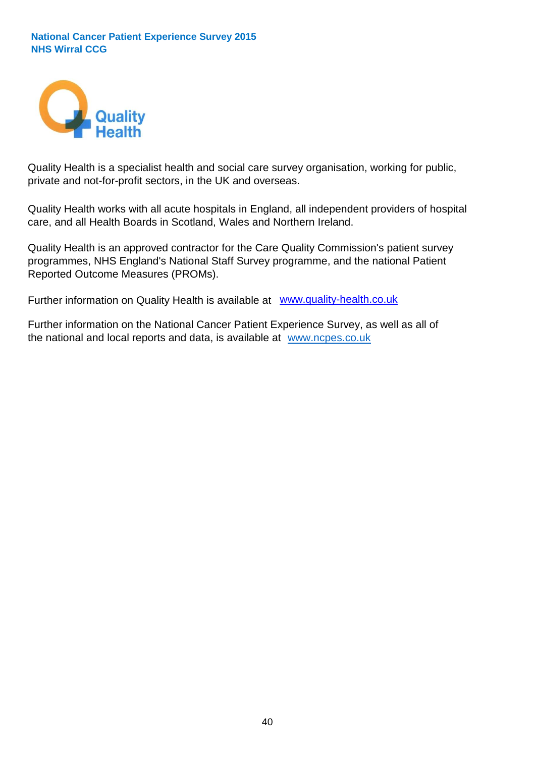Quality Health is a specialist health and social care survey organisation, working for public, private and not-for-profit sectors, in the UK and overseas.

Quality Health works with all acute hospitals in England, all independent providers of hospital care, and all Health Boards in Scotland, Wales and Northern Ireland.

Quality Health is an approved contractor for the Care Quality Commission's patient survey programmes, NHS England's National Staff Survey programme, and the national Patient Reported Outcome Measures (PROMs).

Further information on Quality Health is available at [www.quality-health.co.uk](http://www.quality-health.co.uk)

Further information on the National Cancer Patient Experience Survey, as well as all of the national and local reports and data, is available at [www.ncpes.co.uk](http://www.ncpes.co.uk)